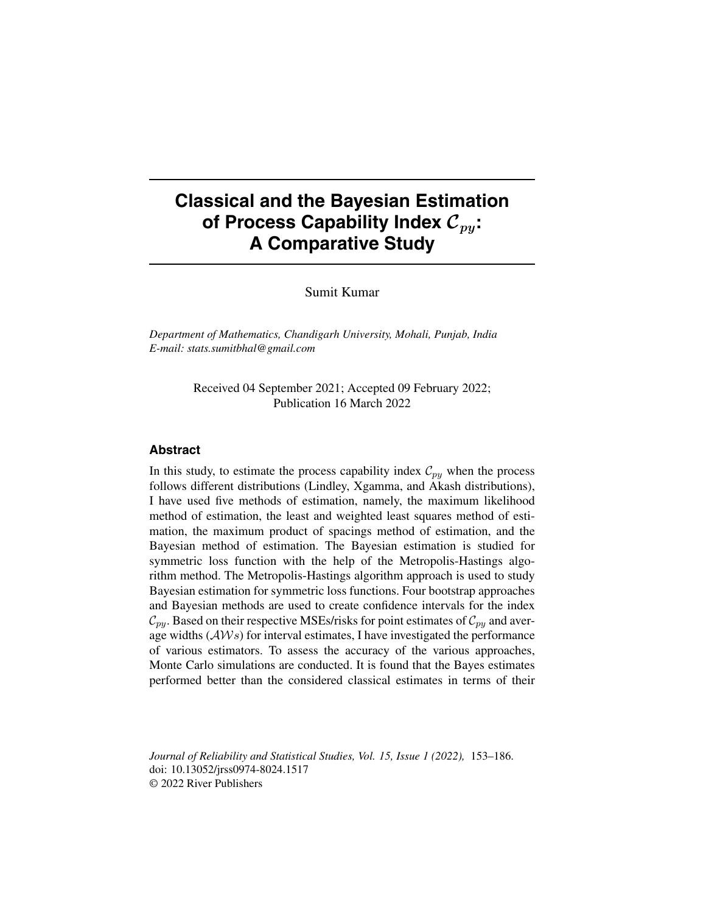# Classical and the Bayesian Estimation of Process Capability Index $\mathcal{C}_{py}$: A Comparative Study

Sumit Kumar

*Department of Mathematics, Chandigarh University, Mohali, Punjab, India*
*E-mail: stats.sumitbhal@gmail.com*

Received 04 September 2021; Accepted 09 February 2022;
Publication 16 March 2022

## Abstract

In this study, to estimate the process capability index $\mathcal{C}_{py}$ when the process follows different distributions (Lindley, Xgamma, and Akash distributions), I have used five methods of estimation, namely, the maximum likelihood method of estimation, the least and weighted least squares method of estimation, the maximum product of spacings method of estimation, and the Bayesian method of estimation. The Bayesian estimation is studied for symmetric loss function with the help of the Metropolis-Hastings algorithm method. The Metropolis-Hastings algorithm approach is used to study Bayesian estimation for symmetric loss functions. Four bootstrap approaches and Bayesian methods are used to create confidence intervals for the index $\mathcal{C}_{py}$. Based on their respective MSEs/risks for point estimates of $\mathcal{C}_{py}$ and average widths ($\mathcal{AW}s$) for interval estimates, I have investigated the performance of various estimators. To assess the accuracy of the various approaches, Monte Carlo simulations are conducted. It is found that the Bayes estimates performed better than the considered classical estimates in terms of their

*Journal of Reliability and Statistical Studies, Vol. 15, Issue 1 (2022),* 153–186.
doi: 10.13052/jrss0974-8024.1517
© 2022 River Publishers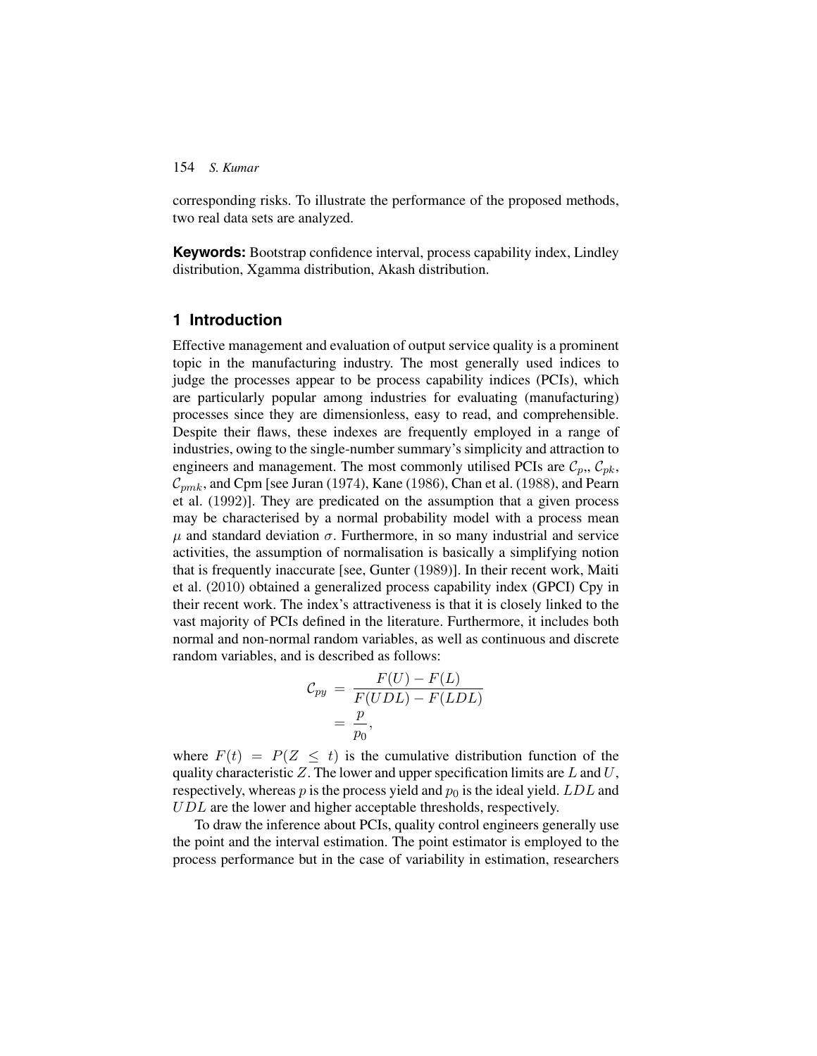corresponding risks. To illustrate the performance of the proposed methods, two real data sets are analyzed.

**Keywords:** Bootstrap confidence interval, process capability index, Lindley distribution, Xgamma distribution, Akash distribution.

## 1 Introduction

Effective management and evaluation of output service quality is a prominent topic in the manufacturing industry. The most generally used indices to judge the processes appear to be process capability indices (PCIs), which are particularly popular among industries for evaluating (manufacturing) processes since they are dimensionless, easy to read, and comprehensible. Despite their flaws, these indexes are frequently employed in a range of industries, owing to the single-number summary's simplicity and attraction to engineers and management. The most commonly utilised PCIs are $\mathcal{C}_p$,, $\mathcal{C}_{pk}$, $\mathcal{C}_{pmk}$, and Cpm [see Juran (1974), Kane (1986), Chan et al. (1988), and Pearn et al. (1992)]. They are predicated on the assumption that a given process may be characterised by a normal probability model with a process mean $\mu$ and standard deviation $\sigma$. Furthermore, in so many industrial and service activities, the assumption of normalisation is basically a simplifying notion that is frequently inaccurate [see, Gunter (1989)]. In their recent work, Maiti et al. (2010) obtained a generalized process capability index (GPCI) Cpy in their recent work. The index's attractiveness is that it is closely linked to the vast majority of PCIs defined in the literature. Furthermore, it includes both normal and non-normal random variables, as well as continuous and discrete random variables, and is described as follows:

$$
\begin{aligned}
\mathcal{C}_{py} &= \frac{F(U) - F(L)}{F(UDL) - F(LDL)} \\
&= \frac{p}{p_0},
\end{aligned}
$$

where $F(t) = P(Z \leq t)$ is the cumulative distribution function of the quality characteristic $Z$. The lower and upper specification limits are $L$ and $U$, respectively, whereas $p$ is the process yield and $p_0$ is the ideal yield. $LDL$ and $UDL$ are the lower and higher acceptable thresholds, respectively.

To draw the inference about PCIs, quality control engineers generally use the point and the interval estimation. The point estimator is employed to the process performance but in the case of variability in estimation, researchers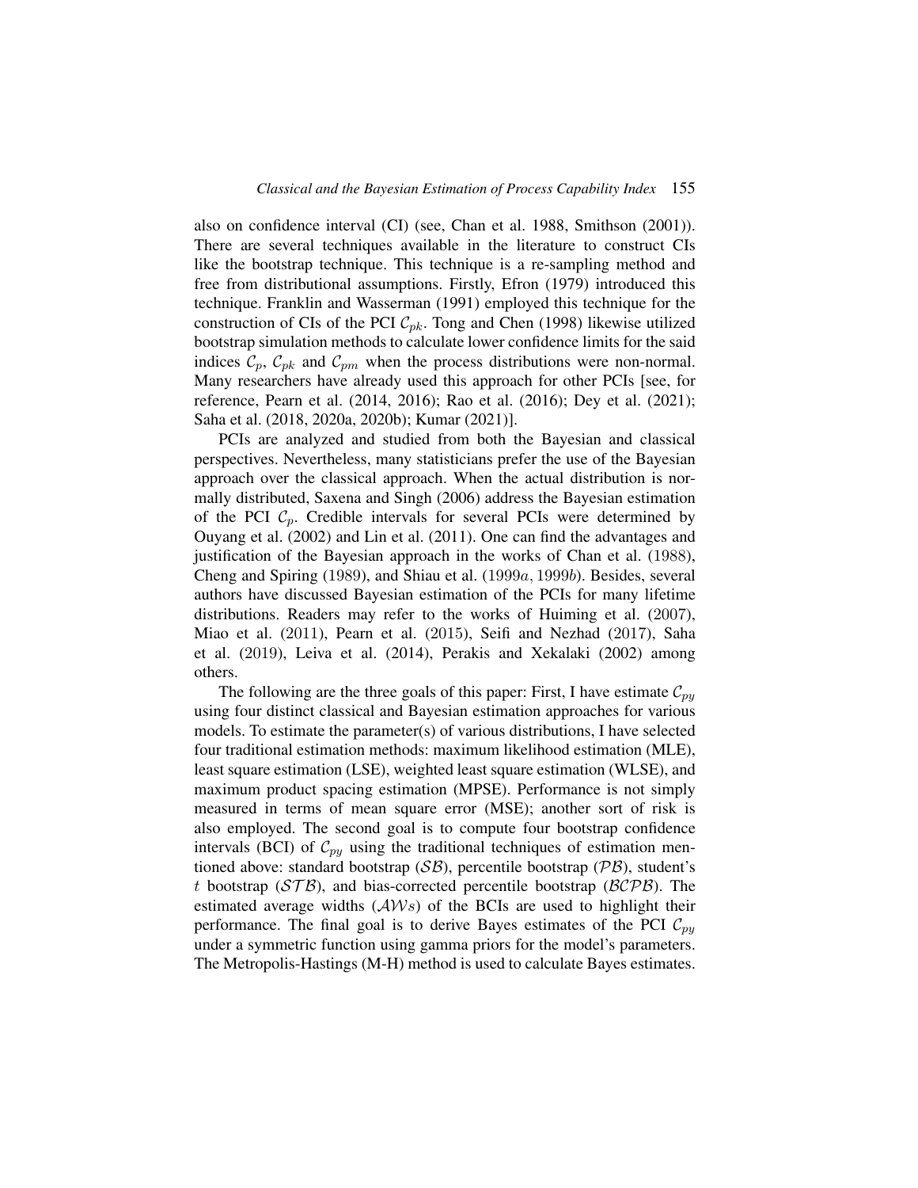also on confidence interval (CI) (see, Chan et al. 1988, Smithson (2001)). There are several techniques available in the literature to construct CIs like the bootstrap technique. This technique is a re-sampling method and free from distributional assumptions. Firstly, Efron (1979) introduced this technique. Franklin and Wasserman (1991) employed this technique for the construction of CIs of the PCI $\mathcal{C}_{pk}$. Tong and Chen (1998) likewise utilized bootstrap simulation methods to calculate lower confidence limits for the said indices $\mathcal{C}_p$, $\mathcal{C}_{pk}$ and $\mathcal{C}_{pm}$ when the process distributions were non-normal. Many researchers have already used this approach for other PCIs [see, for reference, Pearn et al. (2014, 2016); Rao et al. (2016); Dey et al. (2021); Saha et al. (2018, 2020a, 2020b); Kumar (2021)].

PCIs are analyzed and studied from both the Bayesian and classical perspectives. Nevertheless, many statisticians prefer the use of the Bayesian approach over the classical approach. When the actual distribution is normally distributed, Saxena and Singh (2006) address the Bayesian estimation of the PCI $\mathcal{C}_p$. Credible intervals for several PCIs were determined by Ouyang et al. (2002) and Lin et al. (2011). One can find the advantages and justification of the Bayesian approach in the works of Chan et al. (1988), Cheng and Spiring (1989), and Shiau et al. ($1999a$, $1999b$). Besides, several authors have discussed Bayesian estimation of the PCIs for many lifetime distributions. Readers may refer to the works of Huiming et al. (2007), Miao et al. (2011), Pearn et al. (2015), Seifi and Nezhad (2017), Saha et al. (2019), Leiva et al. (2014), Perakis and Xekalaki (2002) among others.

The following are the three goals of this paper: First, I have estimate $\mathcal{C}_{py}$ using four distinct classical and Bayesian estimation approaches for various models. To estimate the parameter(s) of various distributions, I have selected four traditional estimation methods: maximum likelihood estimation (MLE), least square estimation (LSE), weighted least square estimation (WLSE), and maximum product spacing estimation (MPSE). Performance is not simply measured in terms of mean square error (MSE); another sort of risk is also employed. The second goal is to compute four bootstrap confidence intervals (BCI) of $\mathcal{C}_{py}$ using the traditional techniques of estimation mentioned above: standard bootstrap ($\mathcal{SB}$), percentile bootstrap ($\mathcal{PB}$), student's $t$ bootstrap ($\mathcal{STB}$), and bias-corrected percentile bootstrap ($\mathcal{BCPB}$). The estimated average widths ($\mathcal{AW}s$) of the BCIs are used to highlight their performance. The final goal is to derive Bayes estimates of the PCI $\mathcal{C}_{py}$ under a symmetric function using gamma priors for the model's parameters. The Metropolis-Hastings (M-H) method is used to calculate Bayes estimates.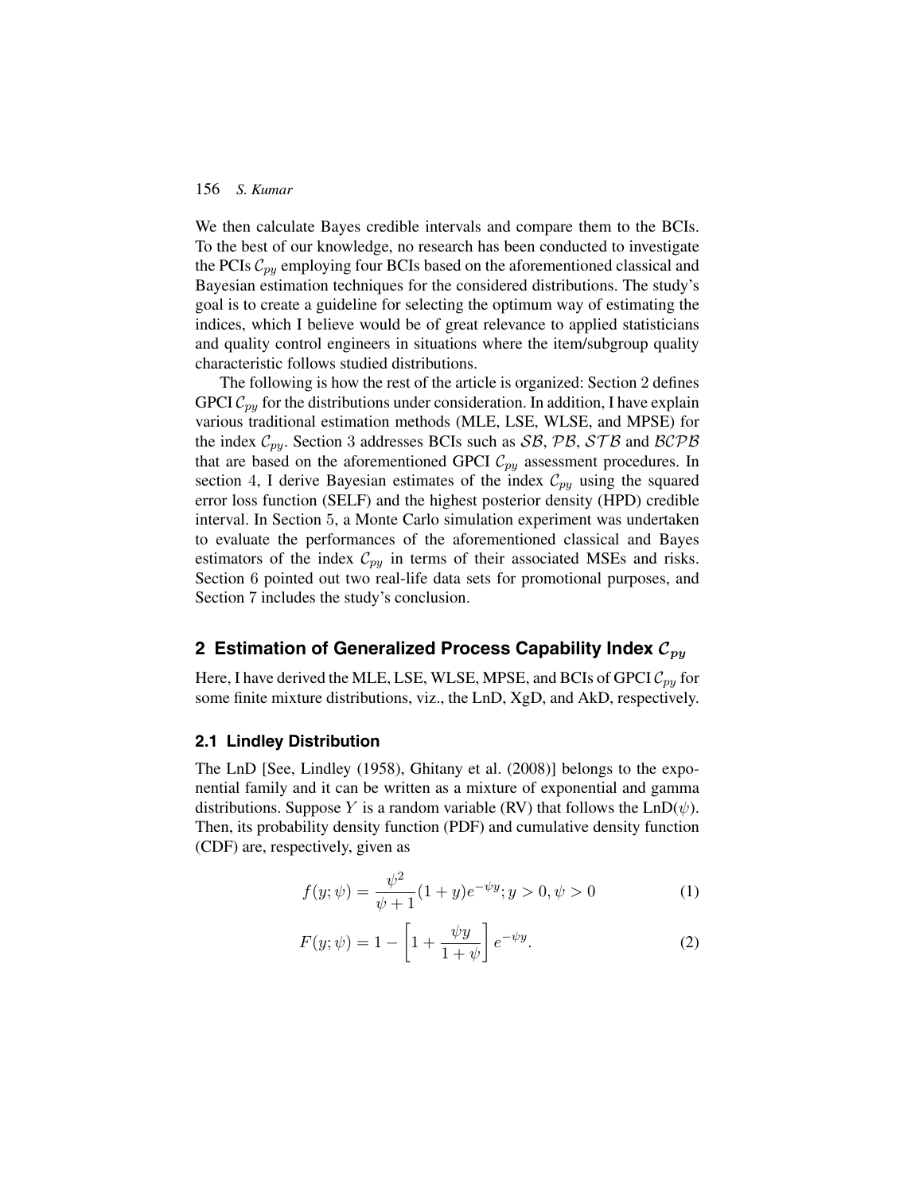We then calculate Bayes credible intervals and compare them to the BCIs. To the best of our knowledge, no research has been conducted to investigate the PCIs $\mathcal{C}_{py}$ employing four BCIs based on the aforementioned classical and Bayesian estimation techniques for the considered distributions. The study's goal is to create a guideline for selecting the optimum way of estimating the indices, which I believe would be of great relevance to applied statisticians and quality control engineers in situations where the item/subgroup quality characteristic follows studied distributions.

The following is how the rest of the article is organized: Section 2 defines GPCI $\mathcal{C}_{py}$ for the distributions under consideration. In addition, I have explain various traditional estimation methods (MLE, LSE, WLSE, and MPSE) for the index $\mathcal{C}_{py}$. Section 3 addresses BCIs such as $\mathcal{SB}$, $\mathcal{PB}$, $\mathcal{STB}$ and $\mathcal{BCPB}$ that are based on the aforementioned GPCI $\mathcal{C}_{py}$ assessment procedures. In section 4, I derive Bayesian estimates of the index $\mathcal{C}_{py}$ using the squared error loss function (SELF) and the highest posterior density (HPD) credible interval. In Section 5, a Monte Carlo simulation experiment was undertaken to evaluate the performances of the aforementioned classical and Bayes estimators of the index $\mathcal{C}_{py}$ in terms of their associated MSEs and risks. Section 6 pointed out two real-life data sets for promotional purposes, and Section 7 includes the study's conclusion.

## 2 Estimation of Generalized Process Capability Index $\mathcal{C}_{py}$

Here, I have derived the MLE, LSE, WLSE, MPSE, and BCIs of GPCI $\mathcal{C}_{py}$ for some finite mixture distributions, viz., the LnD, XgD, and AkD, respectively.

### 2.1 Lindley Distribution

The LnD [See, Lindley (1958), Ghitany et al. (2008)] belongs to the exponential family and it can be written as a mixture of exponential and gamma distributions. Suppose $Y$ is a random variable (RV) that follows the LnD($\psi$). Then, its probability density function (PDF) and cumulative density function (CDF) are, respectively, given as

$$f(y;\psi) = \frac{\psi^2}{\psi+1}(1+y)e^{-\psi y}; y > 0, \psi > 0 \tag{1}$$

$$F(y;\psi) = 1 - \left[1 + \frac{\psi y}{1+\psi}\right]e^{-\psi y}. \tag{2}$$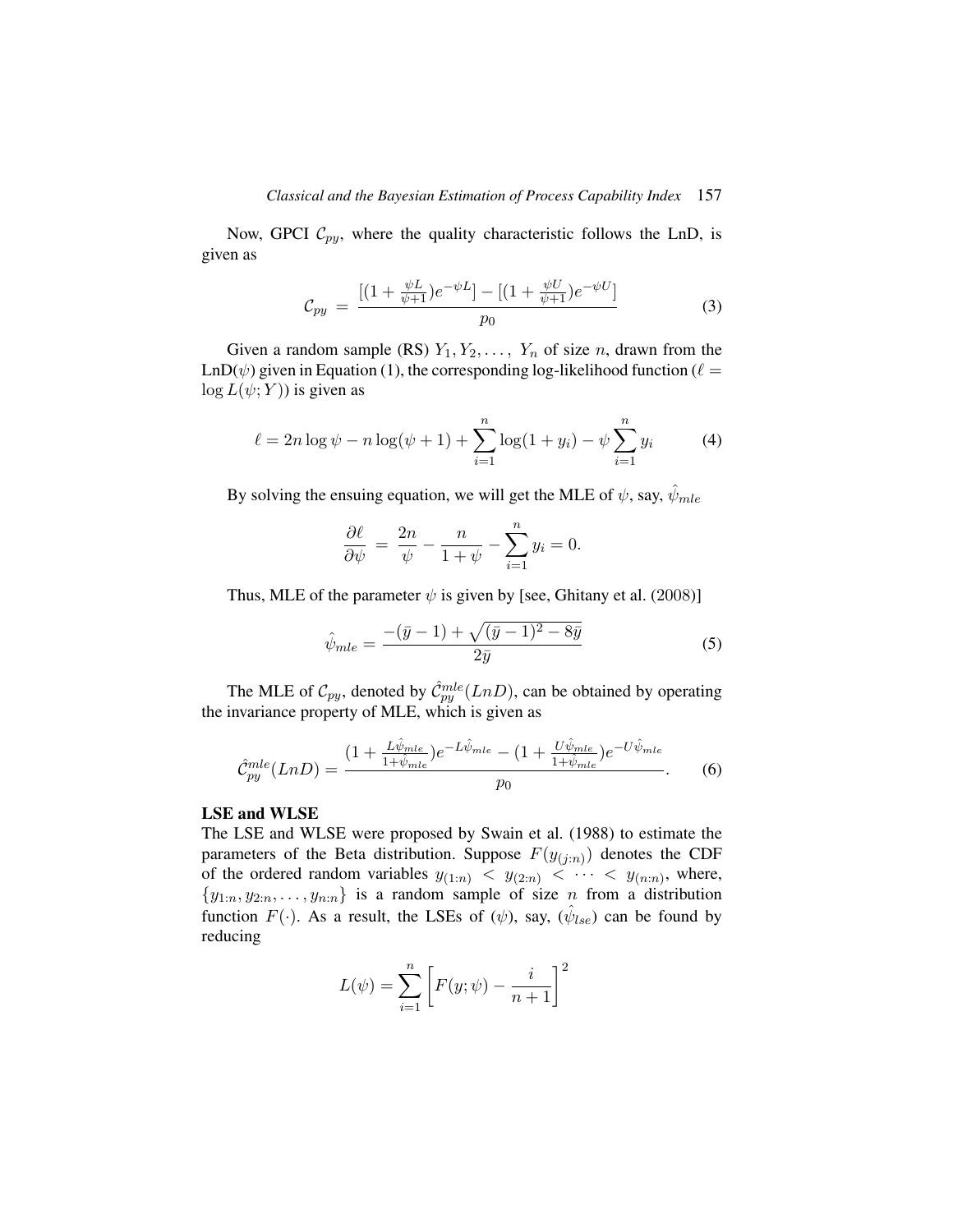Now, GPCI $\mathcal{C}_{py}$, where the quality characteristic follows the LnD, is given as

$$\mathcal{C}_{py} = \frac{[(1+\frac{\psi L}{\psi+1})e^{-\psi L}] - [(1+\frac{\psi U}{\psi+1})e^{-\psi U}]}{p_0} \tag{3}$$

Given a random sample (RS) $Y_1, Y_2, \ldots, Y_n$ of size $n$, drawn from the LnD($\psi$) given in Equation (1), the corresponding log-likelihood function ($\ell = \log L(\psi; Y)$) is given as

$$\ell = 2n \log \psi - n \log(\psi + 1) + \sum_{i=1}^{n} \log(1 + y_i) - \psi \sum_{i=1}^{n} y_i \tag{4}$$

By solving the ensuing equation, we will get the MLE of $\psi$, say, $\hat{\psi}_{mle}$

$$\frac{\partial \ell}{\partial \psi} = \frac{2n}{\psi} - \frac{n}{1+\psi} - \sum_{i=1}^{n} y_i = 0.$$

Thus, MLE of the parameter $\psi$ is given by [see, Ghitany et al. (2008)]

$$\hat{\psi}_{mle} = \frac{-(\bar{y}-1) + \sqrt{(\bar{y}-1)^2 - 8\bar{y}}}{2\bar{y}} \tag{5}$$

The MLE of $\mathcal{C}_{py}$, denoted by $\hat{\mathcal{C}}_{py}^{mle}(LnD)$, can be obtained by operating the invariance property of MLE, which is given as

$$\hat{\mathcal{C}}_{py}^{mle}(LnD) = \frac{(1+\frac{L\hat{\psi}_{mle}}{1+\hat{\psi}_{mle}})e^{-L\hat{\psi}_{mle}} - (1+\frac{U\hat{\psi}_{mle}}{1+\hat{\psi}_{mle}})e^{-U\hat{\psi}_{mle}}}{p_0}. \tag{6}$$

**LSE and WLSE**

The LSE and WLSE were proposed by Swain et al. (1988) to estimate the parameters of the Beta distribution. Suppose $F(y_{(j:n)})$ denotes the CDF of the ordered random variables $y_{(1:n)} < y_{(2:n)} < \cdots < y_{(n:n)}$, where, $\{y_{1:n}, y_{2:n}, \ldots, y_{n:n}\}$ is a random sample of size $n$ from a distribution function $F(\cdot)$. As a result, the LSEs of $(\psi)$, say, $(\hat{\psi}_{lse})$ can be found by reducing

$$L(\psi) = \sum_{i=1}^{n} \left[ F(y; \psi) - \frac{i}{n+1} \right]^2$$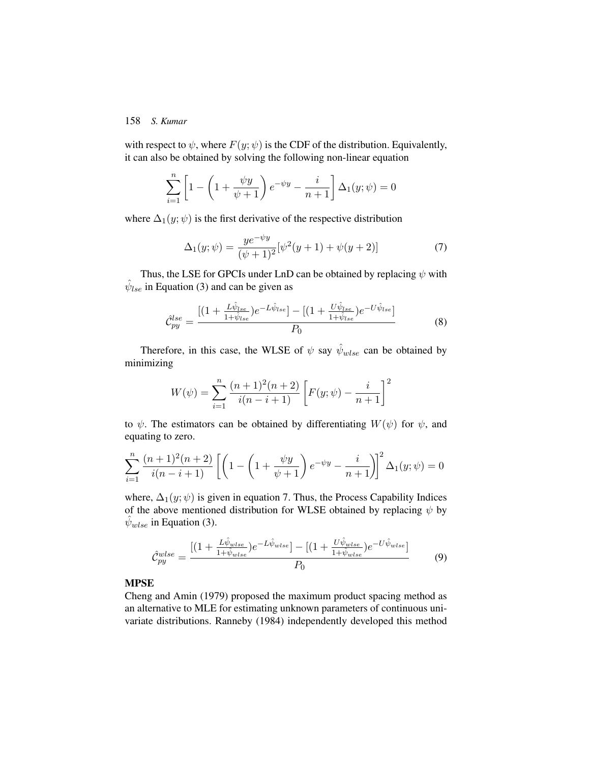with respect to $\psi$, where $F(y;\psi)$ is the CDF of the distribution. Equivalently, it can also be obtained by solving the following non-linear equation

$$\sum_{i=1}^{n}\left[1-\left(1+\frac{\psi y}{\psi+1}\right)e^{-\psi y}-\frac{i}{n+1}\right]\Delta_1(y;\psi)=0$$

where $\Delta_1(y;\psi)$ is the first derivative of the respective distribution

$$\Delta_1(y;\psi)=\frac{ye^{-\psi y}}{(\psi+1)^2}[\psi^2(y+1)+\psi(y+2)] \tag{7}$$

Thus, the LSE for GPCIs under LnD can be obtained by replacing $\psi$ with $\hat{\psi}_{lse}$ in Equation (3) and can be given as

$$\hat{C}_{py}^{lse}=\frac{[(1+\frac{L\hat{\psi}_{lse}}{1+\hat{\psi}_{lse}})e^{-L\hat{\psi}_{lse}}]-[(1+\frac{U\hat{\psi}_{lse}}{1+\hat{\psi}_{lse}})e^{-U\hat{\psi}_{lse}}]}{P_0} \tag{8}$$

Therefore, in this case, the WLSE of $\psi$ say $\hat{\psi}_{wlse}$ can be obtained by minimizing

$$W(\psi)=\sum_{i=1}^{n}\frac{(n+1)^2(n+2)}{i(n-i+1)}\left[F(y;\psi)-\frac{i}{n+1}\right]^2$$

to $\psi$. The estimators can be obtained by differentiating $W(\psi)$ for $\psi$, and equating to zero.

$$\sum_{i=1}^{n}\frac{(n+1)^2(n+2)}{i(n-i+1)}\left[\left(1-\left(1+\frac{\psi y}{\psi+1}\right)e^{-\psi y}-\frac{i}{n+1}\right)\right]^2\Delta_1(y;\psi)=0$$

where, $\Delta_1(y;\psi)$ is given in equation 7. Thus, the Process Capability Indices of the above mentioned distribution for WLSE obtained by replacing $\psi$ by $\hat{\psi}_{wlse}$ in Equation (3).

$$\hat{C}_{py}^{wlse}=\frac{[(1+\frac{L\hat{\psi}_{wlse}}{1+\hat{\psi}_{wlse}})e^{-L\hat{\psi}_{wlse}}]-[(1+\frac{U\hat{\psi}_{wlse}}{1+\hat{\psi}_{wlse}})e^{-U\hat{\psi}_{wlse}}]}{P_0} \tag{9}$$

**MPSE**

Cheng and Amin (1979) proposed the maximum product spacing method as an alternative to MLE for estimating unknown parameters of continuous univariate distributions. Ranneby (1984) independently developed this method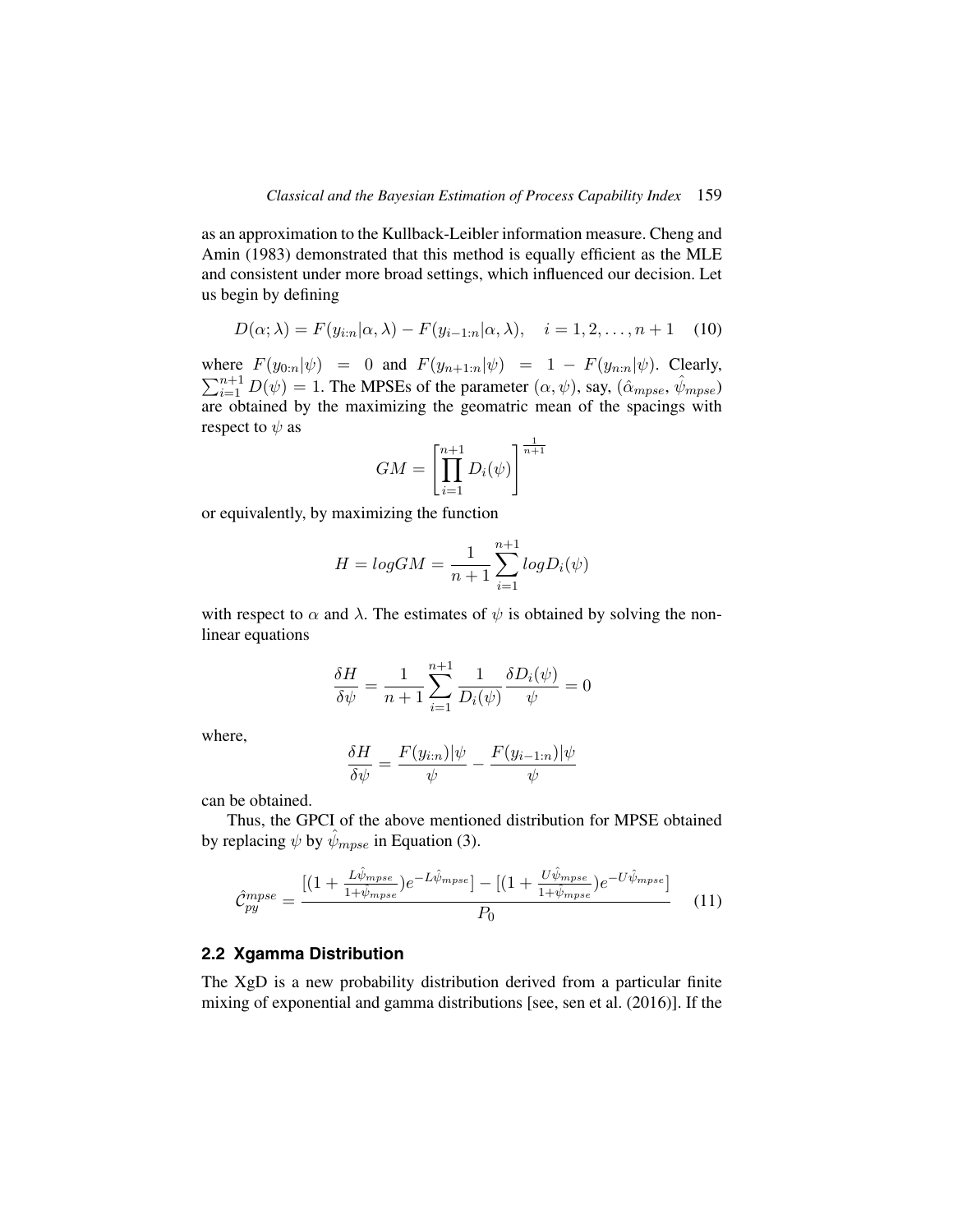as an approximation to the Kullback-Leibler information measure. Cheng and Amin (1983) demonstrated that this method is equally efficient as the MLE and consistent under more broad settings, which influenced our decision. Let us begin by defining

$$D(\alpha; \lambda) = F(y_{i:n}|\alpha, \lambda) - F(y_{i-1:n}|\alpha, \lambda), \quad i = 1, 2, \ldots, n+1 \quad (10)$$

where $F(y_{0:n}|\psi) = 0$ and $F(y_{n+1:n}|\psi) = 1 - F(y_{n:n}|\psi)$. Clearly, $\sum_{i=1}^{n+1} D(\psi) = 1$. The MPSEs of the parameter $(\alpha, \psi)$, say, $(\hat{\alpha}_{mpse}, \hat{\psi}_{mpse})$ are obtained by the maximizing the geometric mean of the spacings with respect to $\psi$ as

$$GM = \left[\prod_{i=1}^{n+1} D_i(\psi)\right]^{\frac{1}{n+1}}$$

or equivalently, by maximizing the function

$$H = logGM = \frac{1}{n+1} \sum_{i=1}^{n+1} logD_i(\psi)$$

with respect to $\alpha$ and $\lambda$. The estimates of $\psi$ is obtained by solving the non-linear equations

$$\frac{\delta H}{\delta \psi} = \frac{1}{n+1} \sum_{i=1}^{n+1} \frac{1}{D_i(\psi)} \frac{\delta D_i(\psi)}{\psi} = 0$$

where,

$$\frac{\delta H}{\delta \psi} = \frac{F(y_{i:n})|\psi}{\psi} - \frac{F(y_{i-1:n})|\psi}{\psi}$$

can be obtained.

Thus, the GPCI of the above mentioned distribution for MPSE obtained by replacing $\psi$ by $\hat{\psi}_{mpse}$ in Equation (3).

$$\hat{\mathcal{C}}_{py}^{mpse} = \frac{[(1 + \frac{L\hat{\psi}_{mpse}}{1+\hat{\psi}_{mpse}})e^{-L\hat{\psi}_{mpse}}] - [(1 + \frac{U\hat{\psi}_{mpse}}{1+\hat{\psi}_{mpse}})e^{-U\hat{\psi}_{mpse}}]}{P_0} \quad (11)$$

## 2.2 Xgamma Distribution

The XgD is a new probability distribution derived from a particular finite mixing of exponential and gamma distributions [see, sen et al. (2016)]. If the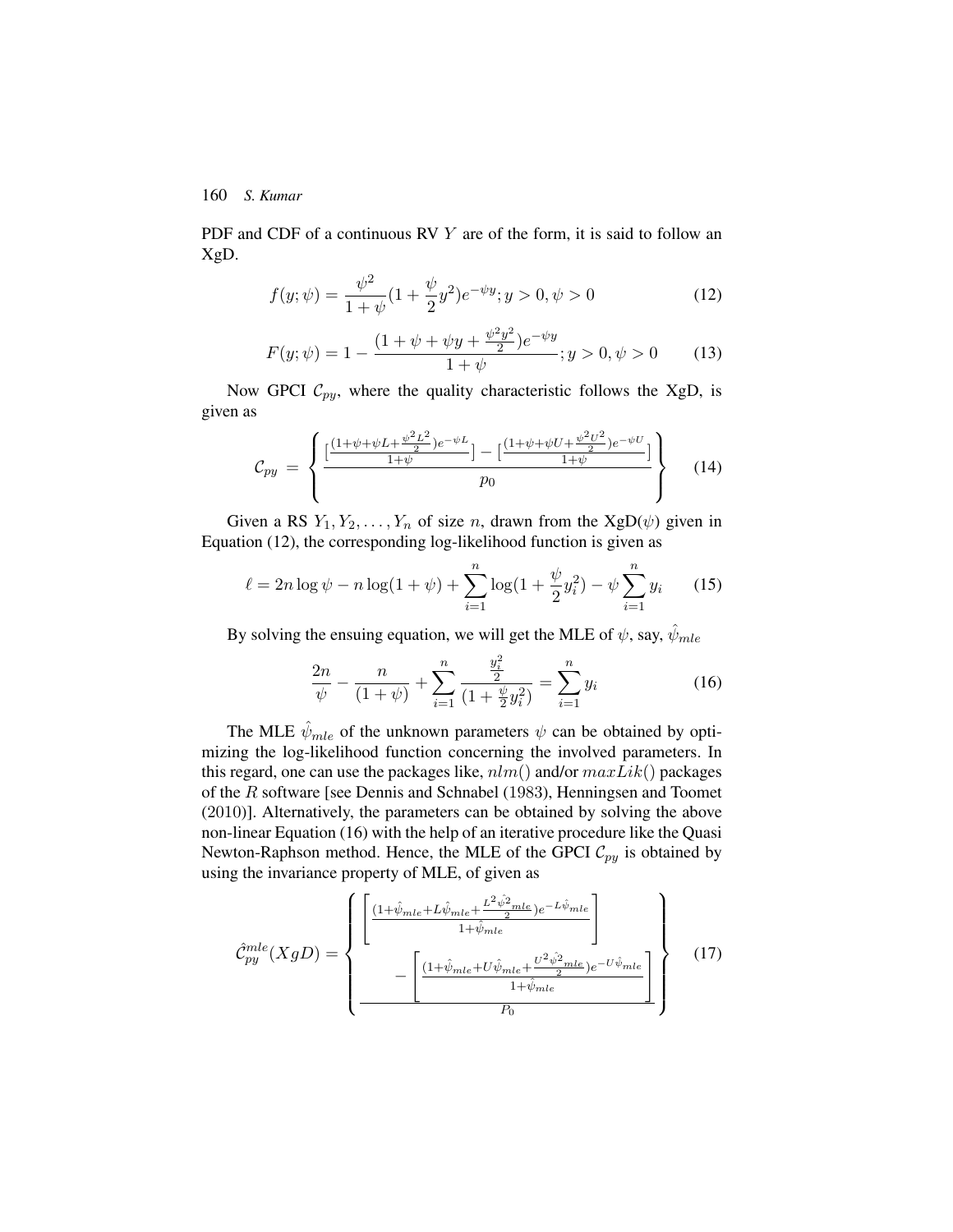PDF and CDF of a continuous RV $Y$ are of the form, it is said to follow an XgD.

$$f(y;\psi) = \frac{\psi^2}{1+\psi}(1 + \frac{\psi}{2}y^2)e^{-\psi y}; y > 0, \psi > 0 \tag{12}$$

$$F(y;\psi) = 1 - \frac{(1 + \psi + \psi y + \frac{\psi^2 y^2}{2})e^{-\psi y}}{1+\psi}; y > 0, \psi > 0 \tag{13}$$

Now GPCI $\mathcal{C}_{py}$, where the quality characteristic follows the XgD, is given as

$$\mathcal{C}_{py} = \left\{ \frac{[\frac{(1+\psi+\psi L+\frac{\psi^2 L^2}{2})e^{-\psi L}}{1+\psi}] - [\frac{(1+\psi+\psi U+\frac{\psi^2 U^2}{2})e^{-\psi U}}{1+\psi}]}{p_0} \right\} \tag{14}$$

Given a RS $Y_1, Y_2, \ldots, Y_n$ of size $n$, drawn from the XgD($\psi$) given in Equation (12), the corresponding log-likelihood function is given as

$$\ell = 2n \log \psi - n \log(1+\psi) + \sum_{i=1}^{n} \log(1 + \frac{\psi}{2}y_i^2) - \psi \sum_{i=1}^{n} y_i \tag{15}$$

By solving the ensuing equation, we will get the MLE of $\psi$, say, $\hat{\psi}_{mle}$

$$\frac{2n}{\psi} - \frac{n}{(1+\psi)} + \sum_{i=1}^{n} \frac{\frac{y_i^2}{2}}{(1 + \frac{\psi}{2}y_i^2)} = \sum_{i=1}^{n} y_i \tag{16}$$

The MLE $\hat{\psi}_{mle}$ of the unknown parameters $\psi$ can be obtained by optimizing the log-likelihood function concerning the involved parameters. In this regard, one can use the packages like, $nlm()$ and/or $maxLik()$ packages of the $R$ software [see Dennis and Schnabel (1983), Henningsen and Toomet (2010)]. Alternatively, the parameters can be obtained by solving the above non-linear Equation (16) with the help of an iterative procedure like the Quasi Newton-Raphson method. Hence, the MLE of the GPCI $\mathcal{C}_{py}$ is obtained by using the invariance property of MLE, of given as

$$\hat{\mathcal{C}}_{py}^{mle}(XgD) = \left\{ \frac{\left[\frac{(1+\hat{\psi}_{mle}+L\hat{\psi}_{mle}+\frac{L^2\hat{\psi}^2_{mle}}{2})e^{-L\hat{\psi}_{mle}}}{1+\hat{\psi}_{mle}}\right] - \left[\frac{(1+\hat{\psi}_{mle}+U\hat{\psi}_{mle}+\frac{U^2\hat{\psi}^2_{mle}}{2})e^{-U\hat{\psi}_{mle}}}{1+\hat{\psi}_{mle}}\right]}{P_0} \right\} \tag{17}$$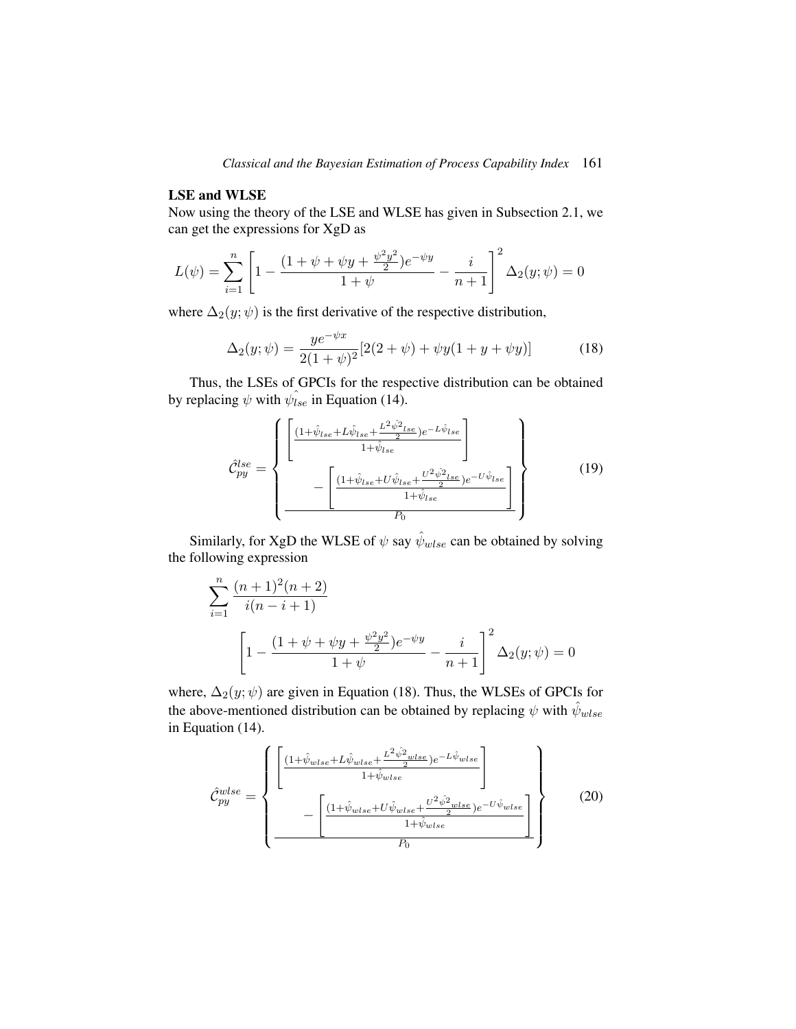**LSE and WLSE**

Now using the theory of the LSE and WLSE has given in Subsection 2.1, we can get the expressions for XgD as

$$L(\psi) = \sum_{i=1}^{n} \left[ 1 - \frac{(1 + \psi + \psi y + \frac{\psi^2 y^2}{2})e^{-\psi y}}{1 + \psi} - \frac{i}{n+1} \right]^2 \Delta_2(y; \psi) = 0$$

where $\Delta_2(y; \psi)$ is the first derivative of the respective distribution,

$$\Delta_2(y; \psi) = \frac{y e^{-\psi x}}{2(1 + \psi)^2} [2(2 + \psi) + \psi y(1 + y + \psi y)] \tag{18}$$

Thus, the LSEs of GPCIs for the respective distribution can be obtained by replacing $\psi$ with $\hat{\psi_{lse}}$ in Equation (14).

$$\hat{C}_{py}^{lse} = \left\{ \frac{\left[ \frac{(1+\hat{\psi}_{lse}+L\hat{\psi}_{lse}+\frac{L^2\hat{\psi}^2{}_{lse}}{2})e^{-L\hat{\psi}_{lse}}}{1+\hat{\psi}_{lse}} \right] - \left[ \frac{(1+\hat{\psi}_{lse}+U\hat{\psi}_{lse}+\frac{U^2\hat{\psi}^2{}_{lse}}{2})e^{-U\hat{\psi}_{lse}}}{1+\hat{\psi}_{lse}} \right]}{P_0} \right\} \tag{19}$$

Similarly, for XgD the WLSE of $\psi$ say $\hat{\psi}_{wlse}$ can be obtained by solving the following expression

$$\sum_{i=1}^{n} \frac{(n+1)^2(n+2)}{i(n-i+1)} \left[ 1 - \frac{(1 + \psi + \psi y + \frac{\psi^2 y^2}{2})e^{-\psi y}}{1 + \psi} - \frac{i}{n+1} \right]^2 \Delta_2(y; \psi) = 0$$

where, $\Delta_2(y; \psi)$ are given in Equation (18). Thus, the WLSEs of GPCIs for the above-mentioned distribution can be obtained by replacing $\psi$ with $\hat{\psi}_{wlse}$ in Equation (14).

$$\hat{C}_{py}^{wlse} = \left\{ \frac{\left[ \frac{(1+\hat{\psi}_{wlse}+L\hat{\psi}_{wlse}+\frac{L^2\hat{\psi}^2{}_{wlse}}{2})e^{-L\hat{\psi}_{wlse}}}{1+\hat{\psi}_{wlse}} \right] - \left[ \frac{(1+\hat{\psi}_{wlse}+U\hat{\psi}_{wlse}+\frac{U^2\hat{\psi}^2{}_{wlse}}{2})e^{-U\hat{\psi}_{wlse}}}{1+\hat{\psi}_{wlse}} \right]}{P_0} \right\} \tag{20}$$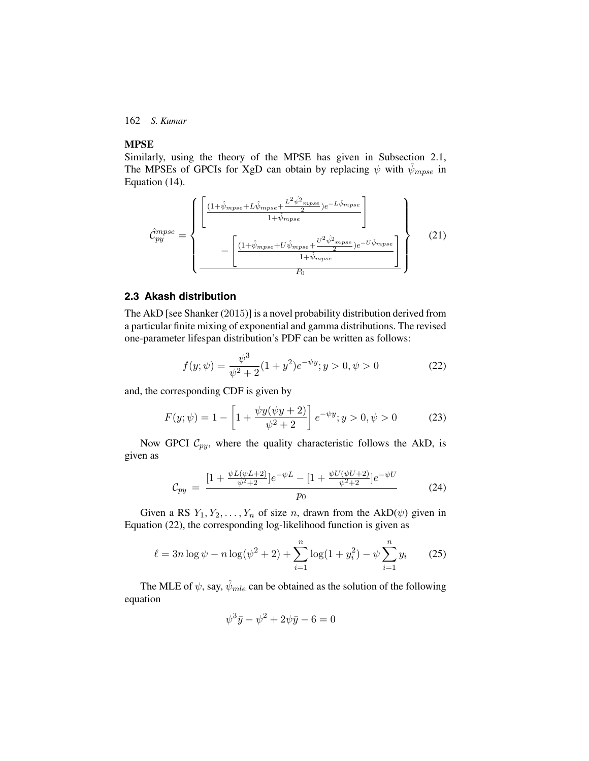**MPSE**

Similarly, using the theory of the MPSE has given in Subsection 2.1, The MPSEs of GPCIs for XgD can obtain by replacing $\psi$ with $\hat{\psi}_{mpse}$ in Equation (14).

$$\hat{\mathcal{C}}_{py}^{mpse} = \left\{ \frac{\left[\frac{(1+\hat{\psi}_{mpse}+L\hat{\psi}_{mpse}+\frac{L^2\hat{\psi}^2_{mpse}}{2})e^{-L\hat{\psi}_{mpse}}}{1+\hat{\psi}_{mpse}}\right] - \left[\frac{(1+\hat{\psi}_{mpse}+U\hat{\psi}_{mpse}+\frac{U^2\hat{\psi}^2_{mpse}}{2})e^{-U\hat{\psi}_{mpse}}}{1+\hat{\psi}_{mpse}}\right]}{P_0} \right\} \tag{21}$$

## 2.3 Akash distribution

The AkD [see Shanker (2015)] is a novel probability distribution derived from a particular finite mixing of exponential and gamma distributions. The revised one-parameter lifespan distribution's PDF can be written as follows:

$$f(y;\psi) = \frac{\psi^3}{\psi^2+2}(1+y^2)e^{-\psi y}; y>0, \psi>0 \tag{22}$$

and, the corresponding CDF is given by

$$F(y;\psi) = 1 - \left[1 + \frac{\psi y(\psi y+2)}{\psi^2+2}\right]e^{-\psi y}; y>0, \psi>0 \tag{23}$$

Now GPCI $\mathcal{C}_{py}$, where the quality characteristic follows the AkD, is given as

$$\mathcal{C}_{py} = \frac{[1+\frac{\psi L(\psi L+2)}{\psi^2+2}]e^{-\psi L} - [1+\frac{\psi U(\psi U+2)}{\psi^2+2}]e^{-\psi U}}{p_0} \tag{24}$$

Given a RS $Y_1, Y_2, \ldots, Y_n$ of size $n$, drawn from the AkD($\psi$) given in Equation (22), the corresponding log-likelihood function is given as

$$\ell = 3n\log\psi - n\log(\psi^2+2) + \sum_{i=1}^{n}\log(1+y_i^2) - \psi\sum_{i=1}^{n}y_i \tag{25}$$

The MLE of $\psi$, say, $\hat{\psi}_{mle}$ can be obtained as the solution of the following equation

$$\psi^3\bar{y} - \psi^2 + 2\psi\bar{y} - 6 = 0$$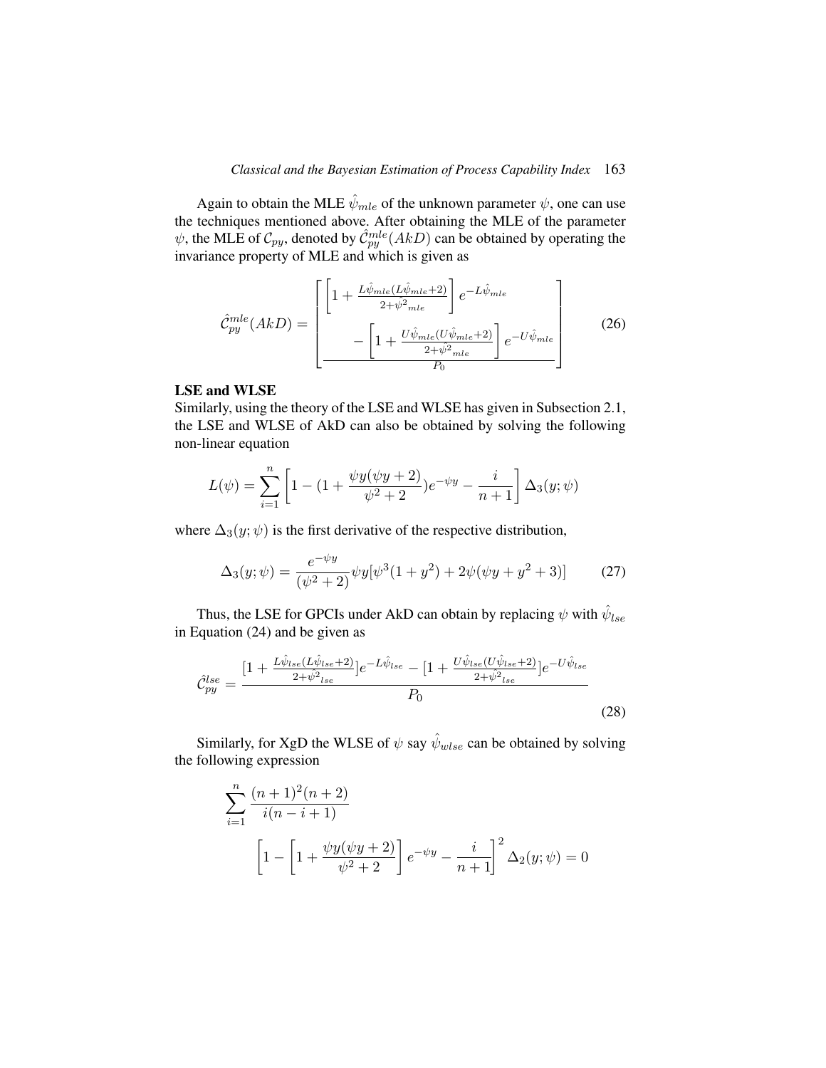Again to obtain the MLE $\hat{\psi}_{mle}$ of the unknown parameter $\psi$, one can use the techniques mentioned above. After obtaining the MLE of the parameter $\psi$, the MLE of $\mathcal{C}_{py}$, denoted by $\hat{\mathcal{C}}_{py}^{mle}(AkD)$ can be obtained by operating the invariance property of MLE and which is given as

$$
\hat{\mathcal{C}}_{py}^{mle}(AkD) = \left[ \frac{\left[1 + \frac{L\hat{\psi}_{mle}(L\hat{\psi}_{mle}+2)}{2+\hat{\psi}^2_{mle}}\right] e^{-L\hat{\psi}_{mle}} - \left[1 + \frac{U\hat{\psi}_{mle}(U\hat{\psi}_{mle}+2)}{2+\hat{\psi}^2_{mle}}\right] e^{-U\hat{\psi}_{mle}}}{P_0} \right] \tag{26}
$$

**LSE and WLSE**

Similarly, using the theory of the LSE and WLSE has given in Subsection 2.1, the LSE and WLSE of AkD can also be obtained by solving the following non-linear equation

$$
L(\psi) = \sum_{i=1}^{n} \left[ 1 - (1 + \frac{\psi y(\psi y + 2)}{\psi^2 + 2}) e^{-\psi y} - \frac{i}{n+1} \right] \Delta_3(y;\psi)
$$

where $\Delta_3(y;\psi)$ is the first derivative of the respective distribution,

$$
\Delta_3(y;\psi) = \frac{e^{-\psi y}}{(\psi^2 + 2)} \psi y [\psi^3(1 + y^2) + 2\psi(\psi y + y^2 + 3)] \tag{27}
$$

Thus, the LSE for GPCIs under AkD can obtain by replacing $\psi$ with $\hat{\psi}_{lse}$ in Equation (24) and be given as

$$
\hat{\mathcal{C}}_{py}^{lse} = \frac{[1 + \frac{L\hat{\psi}_{lse}(L\hat{\psi}_{lse}+2)}{2+\hat{\psi}^2_{lse}}]e^{-L\hat{\psi}_{lse}} - [1 + \frac{U\hat{\psi}_{lse}(U\hat{\psi}_{lse}+2)}{2+\hat{\psi}^2_{lse}}]e^{-U\hat{\psi}_{lse}}}{P_0} \tag{28}
$$

Similarly, for XgD the WLSE of $\psi$ say $\hat{\psi}_{wlse}$ can be obtained by solving the following expression

$$
\sum_{i=1}^{n} \frac{(n+1)^2(n+2)}{i(n-i+1)} \left[ 1 - \left[ 1 + \frac{\psi y(\psi y + 2)}{\psi^2 + 2} \right] e^{-\psi y} - \frac{i}{n+1} \right]^2 \Delta_2(y;\psi) = 0
$$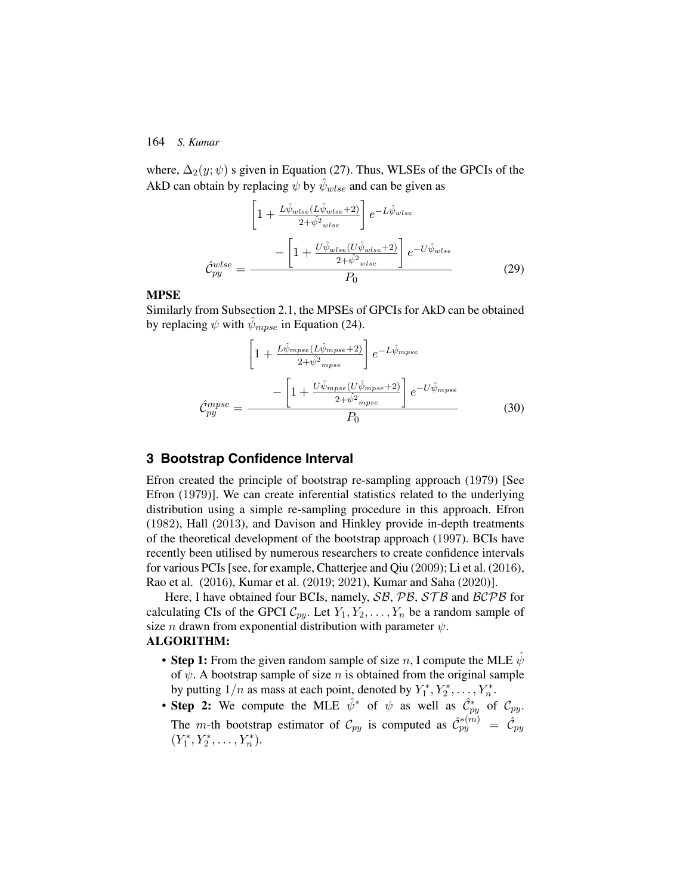where, $\Delta_2(y;\psi)$ s given in Equation (27). Thus, WLSEs of the GPCIs of the AkD can obtain by replacing $\psi$ by $\hat{\psi}_{wlse}$ and can be given as

$$\hat{\mathcal{C}}_{py}^{wlse} = \frac{\left[1 + \frac{L\hat{\psi}_{wlse}(L\hat{\psi}_{wlse}+2)}{2+\hat{\psi}^2{}_{wlse}}\right] e^{-L\hat{\psi}_{wlse}} - \left[1 + \frac{U\hat{\psi}_{wlse}(U\hat{\psi}_{wlse}+2)}{2+\hat{\psi}^2{}_{wlse}}\right] e^{-U\hat{\psi}_{wlse}}}{P_0} \tag{29}$$

**MPSE**

Similarly from Subsection 2.1, the MPSEs of GPCIs for AkD can be obtained by replacing $\psi$ with $\hat{\psi}_{mpse}$ in Equation (24).

$$\hat{\mathcal{C}}_{py}^{mpse} = \frac{\left[1 + \frac{L\hat{\psi}_{mpse}(L\hat{\psi}_{mpse}+2)}{2+\hat{\psi}^2{}_{mpse}}\right] e^{-L\hat{\psi}_{mpse}} - \left[1 + \frac{U\hat{\psi}_{mpse}(U\hat{\psi}_{mpse}+2)}{2+\hat{\psi}^2{}_{mpse}}\right] e^{-U\hat{\psi}_{mpse}}}{P_0} \tag{30}$$

## 3 Bootstrap Confidence Interval

Efron created the principle of bootstrap re-sampling approach (1979) [See Efron (1979)]. We can create inferential statistics related to the underlying distribution using a simple re-sampling procedure in this approach. Efron (1982), Hall (2013), and Davison and Hinkley provide in-depth treatments of the theoretical development of the bootstrap approach (1997). BCIs have recently been utilised by numerous researchers to create confidence intervals for various PCIs [see, for example, Chatterjee and Qiu (2009); Li et al. (2016), Rao et al. (2016), Kumar et al. (2019; 2021), Kumar and Saha (2020)].

Here, I have obtained four BCIs, namely, $\mathcal{SB}$, $\mathcal{PB}$, $\mathcal{STB}$ and $\mathcal{BCPB}$ for calculating CIs of the GPCI $\mathcal{C}_{py}$. Let $Y_1, Y_2, \ldots, Y_n$ be a random sample of size $n$ drawn from exponential distribution with parameter $\psi$.

**ALGORITHM:**

- **Step 1:** From the given random sample of size $n$, I compute the MLE $\hat{\psi}$ of $\psi$. A bootstrap sample of size $n$ is obtained from the original sample by putting $1/n$ as mass at each point, denoted by $Y_1^*, Y_2^*, \ldots, Y_n^*$.
- **Step 2:** We compute the MLE $\hat{\psi}^*$ of $\psi$ as well as $\hat{\mathcal{C}}_{py}^*$ of $\mathcal{C}_{py}$. The $m$-th bootstrap estimator of $\mathcal{C}_{py}$ is computed as $\hat{\mathcal{C}}_{py}^{*(m)} = \hat{\mathcal{C}}_{py}$ $(Y_1^*, Y_2^*, \ldots, Y_n^*)$.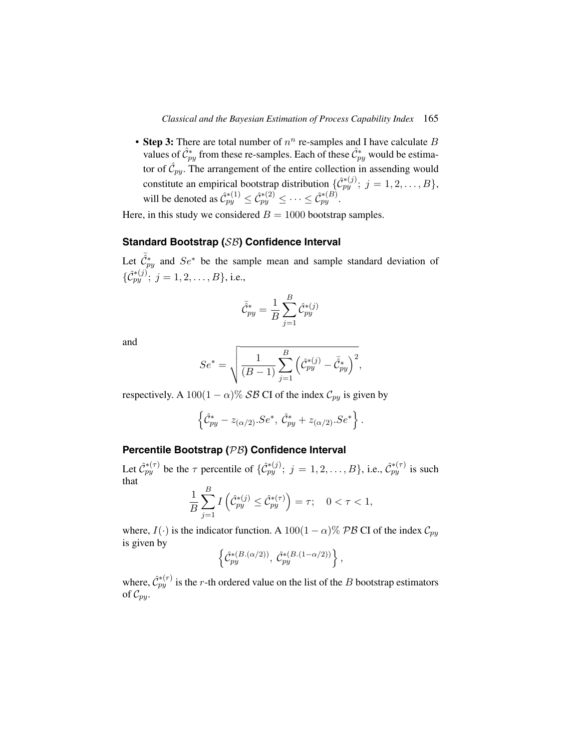- **Step 3:** There are total number of $n^n$ re-samples and I have calculate $B$ values of $\hat{\mathcal{C}}^*_{py}$ from these re-samples. Each of these $\hat{\mathcal{C}}^*_{py}$ would be estimator of $\hat{\mathcal{C}}_{py}$. The arrangement of the entire collection in assending would constitute an empirical bootstrap distribution $\{\hat{\mathcal{C}}^{*(j)}_{py};\ j = 1, 2, \ldots, B\}$, will be denoted as $\hat{\mathcal{C}}^{*(1)}_{py} \leq \hat{\mathcal{C}}^{*(2)}_{py} \leq \cdots \leq \hat{\mathcal{C}}^{*(B)}_{py}$.

Here, in this study we considered $B = 1000$ bootstrap samples.

### Standard Bootstrap ($\mathcal{SB}$) Confidence Interval

Let $\bar{\hat{\mathcal{C}}}^*_{py}$ and $Se^*$ be the sample mean and sample standard deviation of $\{\hat{\mathcal{C}}^{*(j)}_{py};\ j = 1, 2, \ldots, B\}$, i.e.,

$$\bar{\hat{\mathcal{C}}}^*_{py} = \frac{1}{B} \sum_{j=1}^{B} \hat{\mathcal{C}}^{*(j)}_{py}$$

and

$$Se^* = \sqrt{\frac{1}{(B-1)} \sum_{j=1}^{B} \left( \hat{\mathcal{C}}^{*(j)}_{py} - \bar{\hat{\mathcal{C}}}^*_{py} \right)^2},$$

respectively. A $100(1-\alpha)\%$ $\mathcal{SB}$ CI of the index $\mathcal{C}_{py}$ is given by

$$\left\{ \hat{\mathcal{C}}^*_{py} - z_{(\alpha/2)}.Se^*,\ \hat{\mathcal{C}}^*_{py} + z_{(\alpha/2)}.Se^* \right\}.$$

### Percentile Bootstrap ($\mathcal{PB}$) Confidence Interval

Let $\hat{\mathcal{C}}^{*(\tau)}_{py}$ be the $\tau$ percentile of $\{\hat{\mathcal{C}}^{*(j)}_{py};\ j = 1, 2, \ldots, B\}$, i.e., $\hat{\mathcal{C}}^{*(\tau)}_{py}$ is such that

$$\frac{1}{B} \sum_{j=1}^{B} I\left( \hat{\mathcal{C}}^{*(j)}_{py} \leq \hat{\mathcal{C}}^{*(\tau)}_{py} \right) = \tau; \quad 0 < \tau < 1,$$

where, $I(\cdot)$ is the indicator function. A $100(1-\alpha)\%$ $\mathcal{PB}$ CI of the index $\mathcal{C}_{py}$ is given by

$$\left\{ \hat{\mathcal{C}}^{*(B.(\alpha/2))}_{py},\ \hat{\mathcal{C}}^{*(B.(1-\alpha/2))}_{py} \right\},$$

where, $\hat{\mathcal{C}}^{*(r)}_{py}$ is the $r$-th ordered value on the list of the $B$ bootstrap estimators of $\mathcal{C}_{py}$.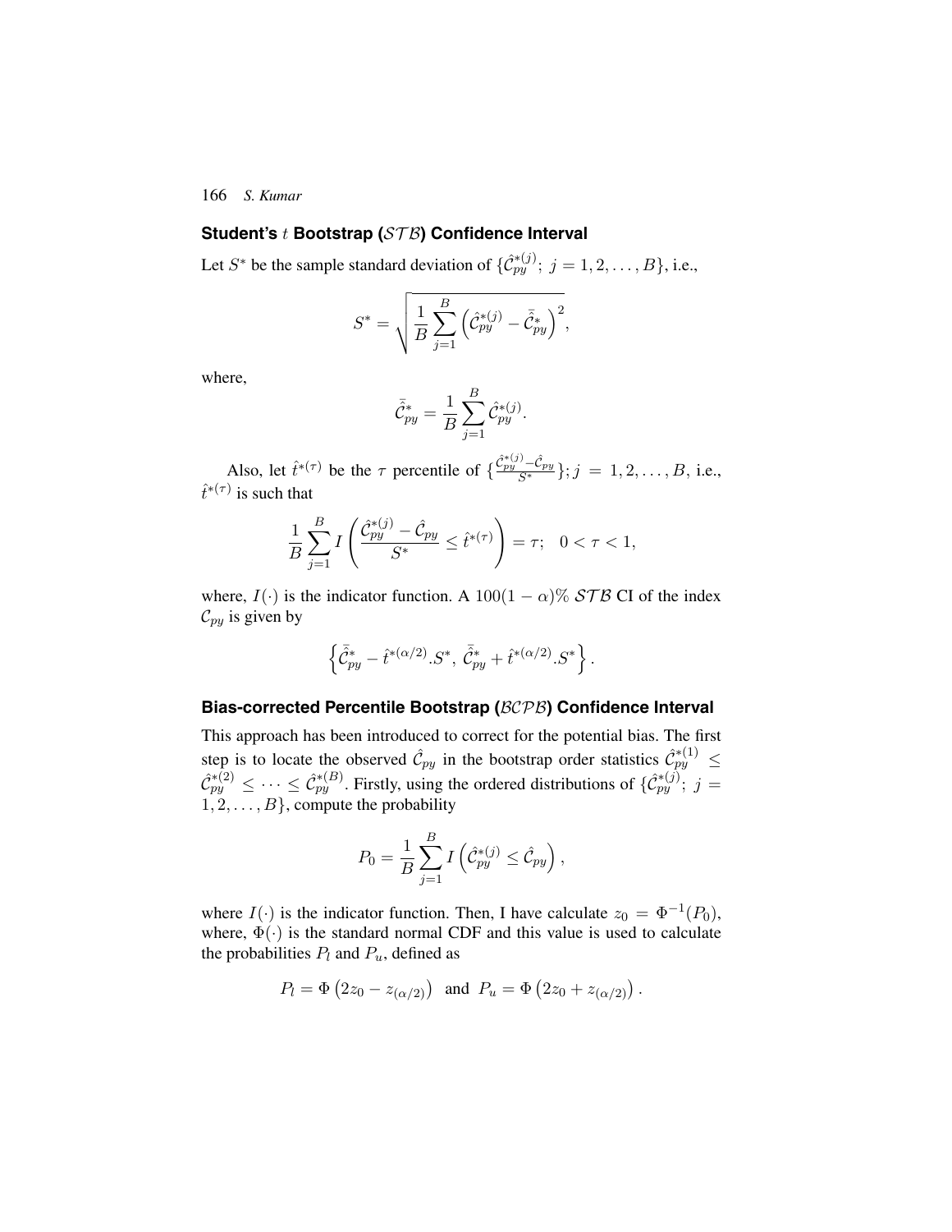### Student's $t$ Bootstrap ($\mathcal{STB}$) Confidence Interval

Let $S^*$ be the sample standard deviation of $\{\hat{\mathcal{C}}_{py}^{*(j)};\ j = 1, 2, \ldots, B\}$, i.e.,

$$S^* = \sqrt{\frac{1}{B}\sum_{j=1}^{B}\left(\hat{\mathcal{C}}_{py}^{*(j)} - \bar{\hat{\mathcal{C}}}_{py}^{*}\right)^2},$$

where,

$$\bar{\hat{\mathcal{C}}}_{py}^{*} = \frac{1}{B}\sum_{j=1}^{B}\hat{\mathcal{C}}_{py}^{*(j)}.$$

Also, let $\hat{t}^{*(\tau)}$ be the $\tau$ percentile of $\{\frac{\hat{\mathcal{C}}_{py}^{*(j)} - \hat{\mathcal{C}}_{py}}{S^*}\}; j = 1, 2, \ldots, B$, i.e., $\hat{t}^{*(\tau)}$ is such that

$$\frac{1}{B}\sum_{j=1}^{B} I\left(\frac{\hat{\mathcal{C}}_{py}^{*(j)} - \hat{\mathcal{C}}_{py}}{S^*} \leq \hat{t}^{*(\tau)}\right) = \tau; \quad 0 < \tau < 1,$$

where, $I(\cdot)$ is the indicator function. A $100(1-\alpha)\%$ $\mathcal{STB}$ CI of the index $\mathcal{C}_{py}$ is given by

$$\left\{\bar{\hat{\mathcal{C}}}_{py}^{*} - \hat{t}^{*(\alpha/2)}.S^*,\ \bar{\hat{\mathcal{C}}}_{py}^{*} + \hat{t}^{*(\alpha/2)}.S^*\right\}.$$

### Bias-corrected Percentile Bootstrap ($\mathcal{BCPB}$) Confidence Interval

This approach has been introduced to correct for the potential bias. The first step is to locate the observed $\hat{\mathcal{C}}_{py}$ in the bootstrap order statistics $\hat{\mathcal{C}}_{py}^{*(1)} \leq \hat{\mathcal{C}}_{py}^{*(2)} \leq \cdots \leq \hat{\mathcal{C}}_{py}^{*(B)}$. Firstly, using the ordered distributions of $\{\hat{\mathcal{C}}_{py}^{*(j)};\ j = 1, 2, \ldots, B\}$, compute the probability

$$P_0 = \frac{1}{B}\sum_{j=1}^{B} I\left(\hat{\mathcal{C}}_{py}^{*(j)} \leq \hat{\mathcal{C}}_{py}\right),$$

where $I(\cdot)$ is the indicator function. Then, I have calculate $z_0 = \Phi^{-1}(P_0)$, where, $\Phi(\cdot)$ is the standard normal CDF and this value is used to calculate the probabilities $P_l$ and $P_u$, defined as

$$P_l = \Phi\left(2z_0 - z_{(\alpha/2)}\right) \text{ and } P_u = \Phi\left(2z_0 + z_{(\alpha/2)}\right).$$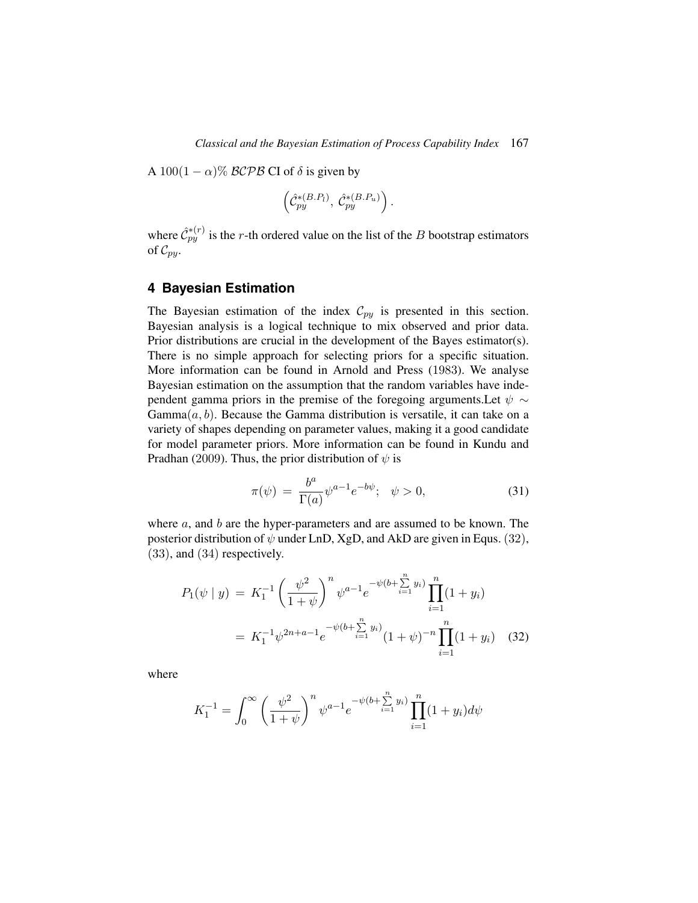A $100(1-\alpha)\%$ $\mathcal{BCPB}$ CI of $\delta$ is given by

$$\left(\hat{\mathcal{C}}_{py}^{*(B.P_l)},\, \hat{\mathcal{C}}_{py}^{*(B.P_u)}\right).$$

where $\hat{\mathcal{C}}_{py}^{*(r)}$ is the $r$-th ordered value on the list of the $B$ bootstrap estimators of $\mathcal{C}_{py}$.

## 4 Bayesian Estimation

The Bayesian estimation of the index $\mathcal{C}_{py}$ is presented in this section. Bayesian analysis is a logical technique to mix observed and prior data. Prior distributions are crucial in the development of the Bayes estimator(s). There is no simple approach for selecting priors for a specific situation. More information can be found in Arnold and Press (1983). We analyse Bayesian estimation on the assumption that the random variables have independent gamma priors in the premise of the foregoing arguments.Let $\psi \sim \text{Gamma}(a, b)$. Because the Gamma distribution is versatile, it can take on a variety of shapes depending on parameter values, making it a good candidate for model parameter priors. More information can be found in Kundu and Pradhan (2009). Thus, the prior distribution of $\psi$ is

$$\pi(\psi) \;=\; \frac{b^a}{\Gamma(a)}\psi^{a-1}e^{-b\psi}; \quad \psi > 0, \tag{31}$$

where $a$, and $b$ are the hyper-parameters and are assumed to be known. The posterior distribution of $\psi$ under LnD, XgD, and AkD are given in Equs. $(32)$, $(33)$, and $(34)$ respectively.

$$\begin{aligned}
P_1(\psi \mid y) \;&=\; K_1^{-1}\left(\frac{\psi^2}{1+\psi}\right)^n \psi^{a-1} e^{-\psi(b+\sum\limits_{i=1}^{n} y_i)} \prod_{i=1}^{n}(1+y_i) \\
&=\; K_1^{-1}\psi^{2n+a-1} e^{-\psi(b+\sum\limits_{i=1}^{n} y_i)} (1+\psi)^{-n} \prod_{i=1}^{n}(1+y_i)
\end{aligned} \tag{32}$$

where

$$K_1^{-1} = \int_0^\infty \left(\frac{\psi^2}{1+\psi}\right)^n \psi^{a-1} e^{-\psi(b+\sum\limits_{i=1}^{n} y_i)} \prod_{i=1}^{n}(1+y_i)d\psi$$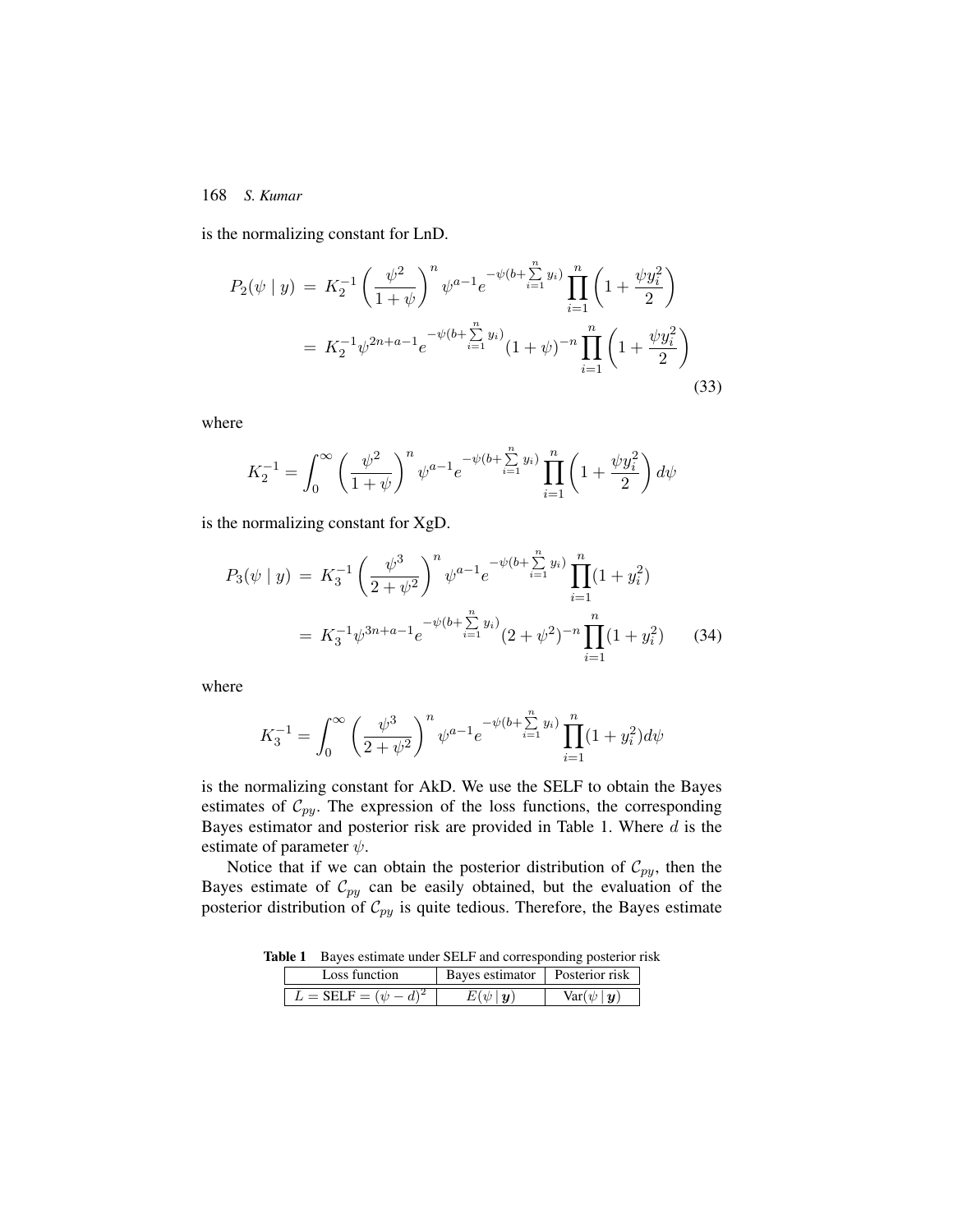is the normalizing constant for LnD.

$$
\begin{aligned}
P_2(\psi \mid y) &= K_2^{-1} \left( \frac{\psi^2}{1+\psi} \right)^n \psi^{a-1} e^{-\psi(b+\sum\limits_{i=1}^{n} y_i)} \prod_{i=1}^{n} \left( 1 + \frac{\psi y_i^2}{2} \right) \\
&= K_2^{-1} \psi^{2n+a-1} e^{-\psi(b+\sum\limits_{i=1}^{n} y_i)} (1+\psi)^{-n} \prod_{i=1}^{n} \left( 1 + \frac{\psi y_i^2}{2} \right)
\end{aligned}
\tag{33}
$$

where

$$
K_2^{-1} = \int_0^\infty \left( \frac{\psi^2}{1+\psi} \right)^n \psi^{a-1} e^{-\psi(b+\sum\limits_{i=1}^{n} y_i)} \prod_{i=1}^{n} \left( 1 + \frac{\psi y_i^2}{2} \right) d\psi
$$

is the normalizing constant for XgD.

$$
\begin{aligned}
P_3(\psi \mid y) &= K_3^{-1} \left( \frac{\psi^3}{2+\psi^2} \right)^n \psi^{a-1} e^{-\psi(b+\sum\limits_{i=1}^{n} y_i)} \prod_{i=1}^{n} (1 + y_i^2) \\
&= K_3^{-1} \psi^{3n+a-1} e^{-\psi(b+\sum\limits_{i=1}^{n} y_i)} (2+\psi^2)^{-n} \prod_{i=1}^{n} (1 + y_i^2)
\end{aligned}
\tag{34}
$$

where

$$
K_3^{-1} = \int_0^\infty \left( \frac{\psi^3}{2+\psi^2} \right)^n \psi^{a-1} e^{-\psi(b+\sum\limits_{i=1}^{n} y_i)} \prod_{i=1}^{n} (1 + y_i^2) d\psi
$$

is the normalizing constant for AkD. We use the SELF to obtain the Bayes estimates of $\mathcal{C}_{py}$. The expression of the loss functions, the corresponding Bayes estimator and posterior risk are provided in Table 1. Where $d$ is the estimate of parameter $\psi$.

Notice that if we can obtain the posterior distribution of $\mathcal{C}_{py}$, then the Bayes estimate of $\mathcal{C}_{py}$ can be easily obtained, but the evaluation of the posterior distribution of $\mathcal{C}_{py}$ is quite tedious. Therefore, the Bayes estimate

**Table 1** Bayes estimate under SELF and corresponding posterior risk

| Loss function | Bayes estimator | Posterior risk |
|---|---|---|
| $L = \text{SELF} = (\psi - d)^2$ | $E(\psi \mid \boldsymbol{y})$ | $\text{Var}(\psi \mid \boldsymbol{y})$ |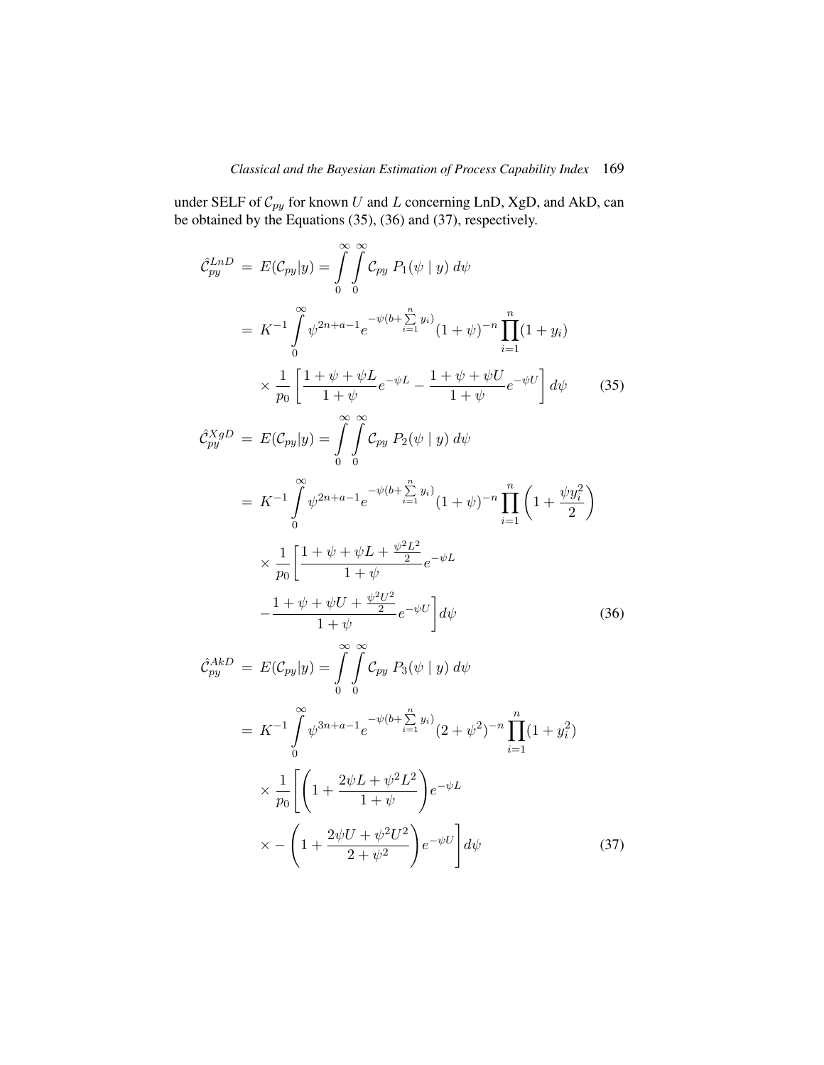under SELF of $\mathcal{C}_{py}$ for known $U$ and $L$ concerning LnD, XgD, and AkD, can be obtained by the Equations (35), (36) and (37), respectively.

$$
\begin{aligned}
\hat{\mathcal{C}}_{py}^{LnD} &= E(\mathcal{C}_{py}|y) = \int_0^\infty \int_0^\infty \mathcal{C}_{py}\, P_1(\psi \mid y)\, d\psi \\
&= K^{-1} \int_0^\infty \psi^{2n+a-1} e^{-\psi(b+\sum_{i=1}^{n} y_i)} (1+\psi)^{-n} \prod_{i=1}^{n} (1+y_i) \\
&\quad \times \frac{1}{p_0} \left[ \frac{1+\psi+\psi L}{1+\psi} e^{-\psi L} - \frac{1+\psi+\psi U}{1+\psi} e^{-\psi U} \right] d\psi \qquad (35)
\end{aligned}
$$

$$
\begin{aligned}
\hat{\mathcal{C}}_{py}^{XgD} &= E(\mathcal{C}_{py}|y) = \int_0^\infty \int_0^\infty \mathcal{C}_{py}\, P_2(\psi \mid y)\, d\psi \\
&= K^{-1} \int_0^\infty \psi^{2n+a-1} e^{-\psi(b+\sum_{i=1}^{n} y_i)} (1+\psi)^{-n} \prod_{i=1}^{n} \left(1 + \frac{\psi y_i^2}{2}\right) \\
&\quad \times \frac{1}{p_0} \Bigg[ \frac{1+\psi+\psi L + \frac{\psi^2 L^2}{2}}{1+\psi} e^{-\psi L} \\
&\quad - \frac{1+\psi+\psi U + \frac{\psi^2 U^2}{2}}{1+\psi} e^{-\psi U} \Bigg] d\psi \qquad (36)
\end{aligned}
$$

$$
\begin{aligned}
\hat{\mathcal{C}}_{py}^{AkD} &= E(\mathcal{C}_{py}|y) = \int_0^\infty \int_0^\infty \mathcal{C}_{py}\, P_3(\psi \mid y)\, d\psi \\
&= K^{-1} \int_0^\infty \psi^{3n+a-1} e^{-\psi(b+\sum_{i=1}^{n} y_i)} (2+\psi^2)^{-n} \prod_{i=1}^{n} (1+y_i^2) \\
&\quad \times \frac{1}{p_0} \Bigg[ \left(1 + \frac{2\psi L + \psi^2 L^2}{1+\psi}\right) e^{-\psi L} \\
&\quad \times - \left(1 + \frac{2\psi U + \psi^2 U^2}{2+\psi^2}\right) e^{-\psi U} \Bigg] d\psi \qquad (37)
\end{aligned}
$$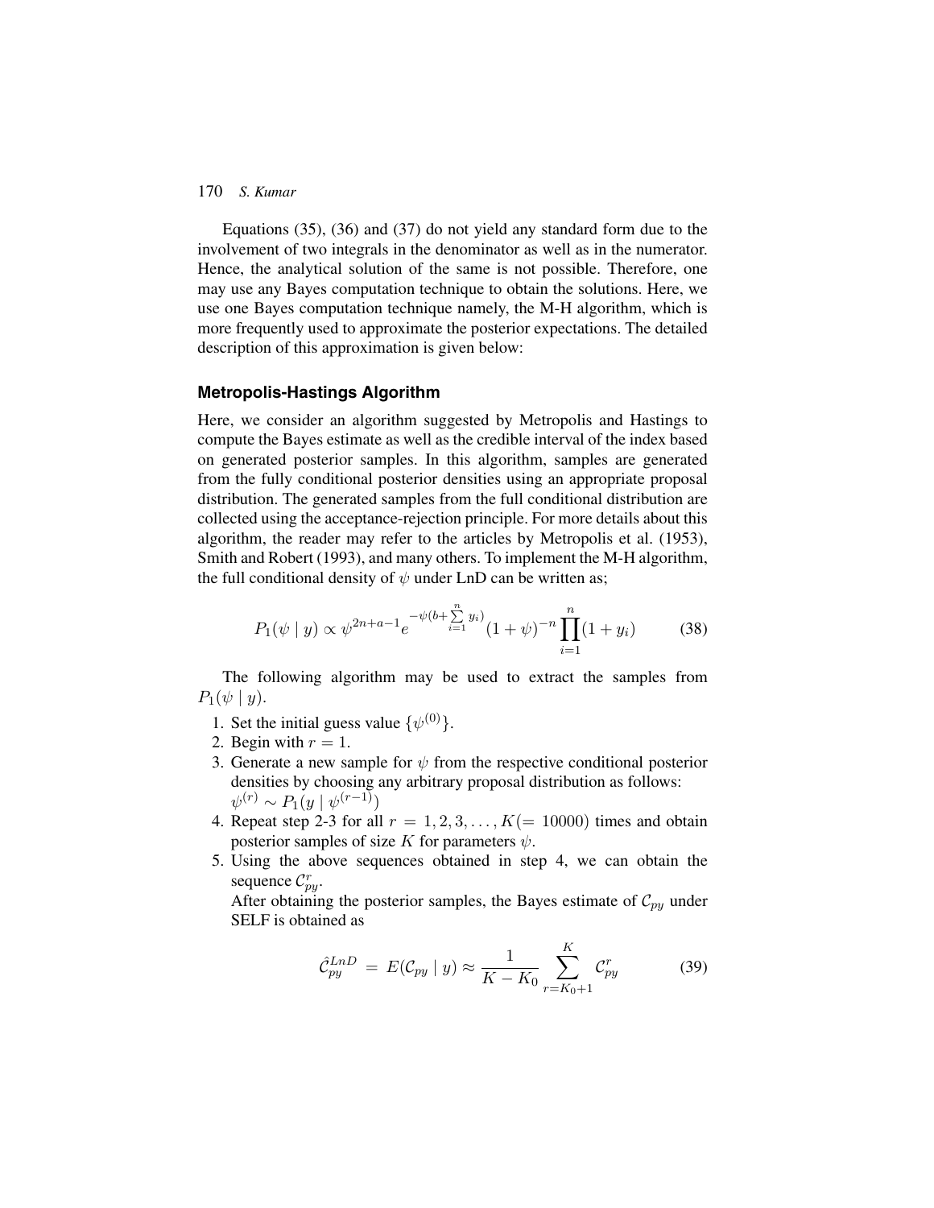Equations (35), (36) and (37) do not yield any standard form due to the involvement of two integrals in the denominator as well as in the numerator. Hence, the analytical solution of the same is not possible. Therefore, one may use any Bayes computation technique to obtain the solutions. Here, we use one Bayes computation technique namely, the M-H algorithm, which is more frequently used to approximate the posterior expectations. The detailed description of this approximation is given below:

### Metropolis-Hastings Algorithm

Here, we consider an algorithm suggested by Metropolis and Hastings to compute the Bayes estimate as well as the credible interval of the index based on generated posterior samples. In this algorithm, samples are generated from the fully conditional posterior densities using an appropriate proposal distribution. The generated samples from the full conditional distribution are collected using the acceptance-rejection principle. For more details about this algorithm, the reader may refer to the articles by Metropolis et al. (1953), Smith and Robert (1993), and many others. To implement the M-H algorithm, the full conditional density of $\psi$ under LnD can be written as;

$$P_1(\psi \mid y) \propto \psi^{2n+a-1} e^{-\psi(b+\sum_{i=1}^{n} y_i)} (1+\psi)^{-n} \prod_{i=1}^{n} (1+y_i) \tag{38}$$

The following algorithm may be used to extract the samples from $P_1(\psi \mid y)$.

1. Set the initial guess value $\{\psi^{(0)}\}$.
2. Begin with $r = 1$.
3. Generate a new sample for $\psi$ from the respective conditional posterior densities by choosing any arbitrary proposal distribution as follows: $\psi^{(r)} \sim P_1(y \mid \psi^{(r-1)})$
4. Repeat step 2-3 for all $r = 1, 2, 3, \ldots, K(= 10000)$ times and obtain posterior samples of size $K$ for parameters $\psi$.
5. Using the above sequences obtained in step 4, we can obtain the sequence $\mathcal{C}_{py}^{r}$.

   After obtaining the posterior samples, the Bayes estimate of $\mathcal{C}_{py}$ under SELF is obtained as

$$\hat{\mathcal{C}}_{py}^{LnD} = E(\mathcal{C}_{py} \mid y) \approx \frac{1}{K - K_0} \sum_{r=K_0+1}^{K} \mathcal{C}_{py}^{r} \tag{39}$$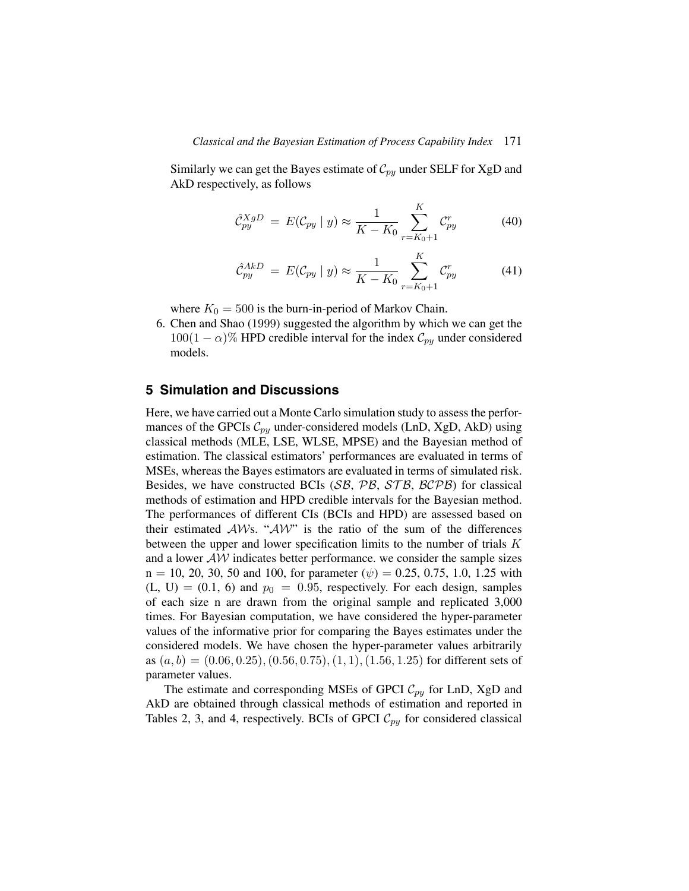Similarly we can get the Bayes estimate of $\mathcal{C}_{py}$ under SELF for XgD and AkD respectively, as follows

$$\hat{\mathcal{C}}_{py}^{XgD} = E(\mathcal{C}_{py} \mid y) \approx \frac{1}{K - K_0} \sum_{r=K_0+1}^{K} \mathcal{C}_{py}^{r} \tag{40}$$

$$\hat{\mathcal{C}}_{py}^{AkD} = E(\mathcal{C}_{py} \mid y) \approx \frac{1}{K - K_0} \sum_{r=K_0+1}^{K} \mathcal{C}_{py}^{r} \tag{41}$$

where $K_0 = 500$ is the burn-in-period of Markov Chain.

6. Chen and Shao (1999) suggested the algorithm by which we can get the $100(1-\alpha)\%$ HPD credible interval for the index $\mathcal{C}_{py}$ under considered models.

## 5 Simulation and Discussions

Here, we have carried out a Monte Carlo simulation study to assess the performances of the GPCIs $\mathcal{C}_{py}$ under-considered models (LnD, XgD, AkD) using classical methods (MLE, LSE, WLSE, MPSE) and the Bayesian method of estimation. The classical estimators' performances are evaluated in terms of MSEs, whereas the Bayes estimators are evaluated in terms of simulated risk. Besides, we have constructed BCIs ($\mathcal{SB}$, $\mathcal{PB}$, $\mathcal{STB}$, $\mathcal{BCPB}$) for classical methods of estimation and HPD credible intervals for the Bayesian method. The performances of different CIs (BCIs and HPD) are assessed based on their estimated $\mathcal{AW}$s. "$\mathcal{AW}$" is the ratio of the sum of the differences between the upper and lower specification limits to the number of trials $K$ and a lower $\mathcal{AW}$ indicates better performance. we consider the sample sizes n = 10, 20, 30, 50 and 100, for parameter ($\psi$) = 0.25, 0.75, 1.0, 1.25 with (L, U) = (0.1, 6) and $p_0 = 0.95$, respectively. For each design, samples of each size n are drawn from the original sample and replicated 3,000 times. For Bayesian computation, we have considered the hyper-parameter values of the informative prior for comparing the Bayes estimates under the considered models. We have chosen the hyper-parameter values arbitrarily as $(a, b) = (0.06, 0.25), (0.56, 0.75), (1, 1), (1.56, 1.25)$ for different sets of parameter values.

The estimate and corresponding MSEs of GPCI $\mathcal{C}_{py}$ for LnD, XgD and AkD are obtained through classical methods of estimation and reported in Tables 2, 3, and 4, respectively. BCIs of GPCI $\mathcal{C}_{py}$ for considered classical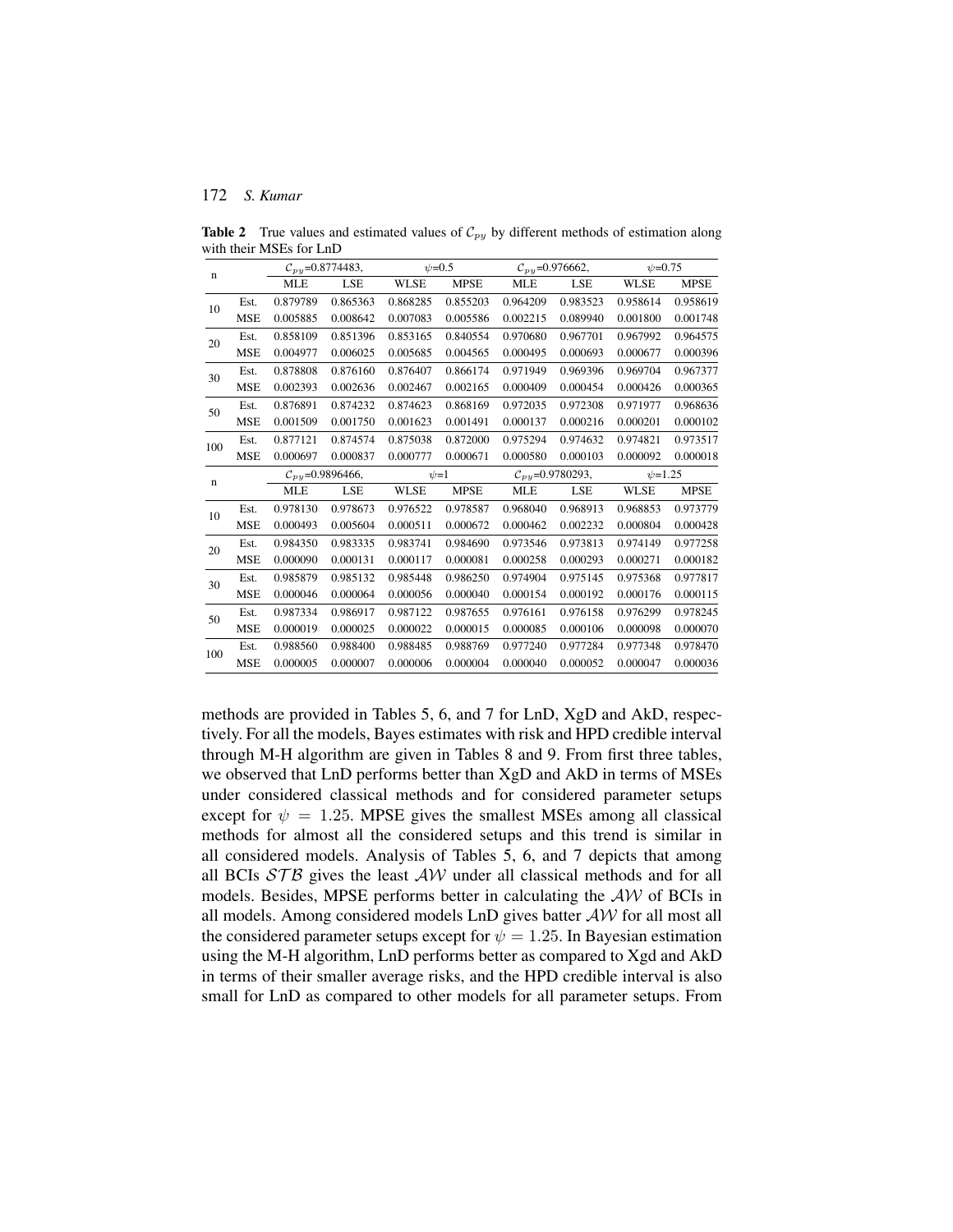**Table 2** True values and estimated values of $\mathcal{C}_{py}$ by different methods of estimation along with their MSEs for LnD

| n | | $\mathcal{C}_{py}$=0.8774483, | | $\psi$=0.5 | | $\mathcal{C}_{py}$=0.976662, | | $\psi$=0.75 | |
|---|---|---|---|---|---|---|---|---|---|
| | | MLE | LSE | WLSE | MPSE | MLE | LSE | WLSE | MPSE |
| 10 | Est. | 0.879789 | 0.865363 | 0.868285 | 0.855203 | 0.964209 | 0.983523 | 0.958614 | 0.958619 |
| | MSE | 0.005885 | 0.008642 | 0.007083 | 0.005586 | 0.002215 | 0.089940 | 0.001800 | 0.001748 |
| 20 | Est. | 0.858109 | 0.851396 | 0.853165 | 0.840554 | 0.970680 | 0.967701 | 0.967992 | 0.964575 |
| | MSE | 0.004977 | 0.006025 | 0.005685 | 0.004565 | 0.000495 | 0.000693 | 0.000677 | 0.000396 |
| 30 | Est. | 0.878808 | 0.876160 | 0.876407 | 0.866174 | 0.971949 | 0.969396 | 0.969704 | 0.967377 |
| | MSE | 0.002393 | 0.002636 | 0.002467 | 0.002165 | 0.000409 | 0.000454 | 0.000426 | 0.000365 |
| 50 | Est. | 0.876891 | 0.874232 | 0.874623 | 0.868169 | 0.972035 | 0.972308 | 0.971977 | 0.968636 |
| | MSE | 0.001509 | 0.001750 | 0.001623 | 0.001491 | 0.000137 | 0.000216 | 0.000201 | 0.000102 |
| 100 | Est. | 0.877121 | 0.874574 | 0.875038 | 0.872000 | 0.975294 | 0.974632 | 0.974821 | 0.973517 |
| | MSE | 0.000697 | 0.000837 | 0.000777 | 0.000671 | 0.000580 | 0.000103 | 0.000092 | 0.000018 |
| n | | $\mathcal{C}_{py}$=0.9896466, | | $\psi$=1 | | $\mathcal{C}_{py}$=0.9780293, | | $\psi$=1.25 | |
| | | MLE | LSE | WLSE | MPSE | MLE | LSE | WLSE | MPSE |
| 10 | Est. | 0.978130 | 0.978673 | 0.976522 | 0.978587 | 0.968040 | 0.968913 | 0.968853 | 0.973779 |
| | MSE | 0.000493 | 0.005604 | 0.000511 | 0.000672 | 0.000462 | 0.002232 | 0.000804 | 0.000428 |
| 20 | Est. | 0.984350 | 0.983335 | 0.983741 | 0.984690 | 0.973546 | 0.973813 | 0.974149 | 0.977258 |
| | MSE | 0.000090 | 0.000131 | 0.000117 | 0.000081 | 0.000258 | 0.000293 | 0.000271 | 0.000182 |
| 30 | Est. | 0.985879 | 0.985132 | 0.985448 | 0.986250 | 0.974904 | 0.975145 | 0.975368 | 0.977817 |
| | MSE | 0.000046 | 0.000064 | 0.000056 | 0.000040 | 0.000154 | 0.000192 | 0.000176 | 0.000115 |
| 50 | Est. | 0.987334 | 0.986917 | 0.987122 | 0.987655 | 0.976161 | 0.976158 | 0.976299 | 0.978245 |
| | MSE | 0.000019 | 0.000025 | 0.000022 | 0.000015 | 0.000085 | 0.000106 | 0.000098 | 0.000070 |
| 100 | Est. | 0.988560 | 0.988400 | 0.988485 | 0.988769 | 0.977240 | 0.977284 | 0.977348 | 0.978470 |
| | MSE | 0.000005 | 0.000007 | 0.000006 | 0.000004 | 0.000040 | 0.000052 | 0.000047 | 0.000036 |

methods are provided in Tables 5, 6, and 7 for LnD, XgD and AkD, respectively. For all the models, Bayes estimates with risk and HPD credible interval through M-H algorithm are given in Tables 8 and 9. From first three tables, we observed that LnD performs better than XgD and AkD in terms of MSEs under considered classical methods and for considered parameter setups except for $\psi = 1.25$. MPSE gives the smallest MSEs among all classical methods for almost all the considered setups and this trend is similar in all considered models. Analysis of Tables 5, 6, and 7 depicts that among all BCIs $\mathcal{STB}$ gives the least $\mathcal{AW}$ under all classical methods and for all models. Besides, MPSE performs better in calculating the $\mathcal{AW}$ of BCIs in all models. Among considered models LnD gives batter $\mathcal{AW}$ for all most all the considered parameter setups except for $\psi = 1.25$. In Bayesian estimation using the M-H algorithm, LnD performs better as compared to Xgd and AkD in terms of their smaller average risks, and the HPD credible interval is also small for LnD as compared to other models for all parameter setups. From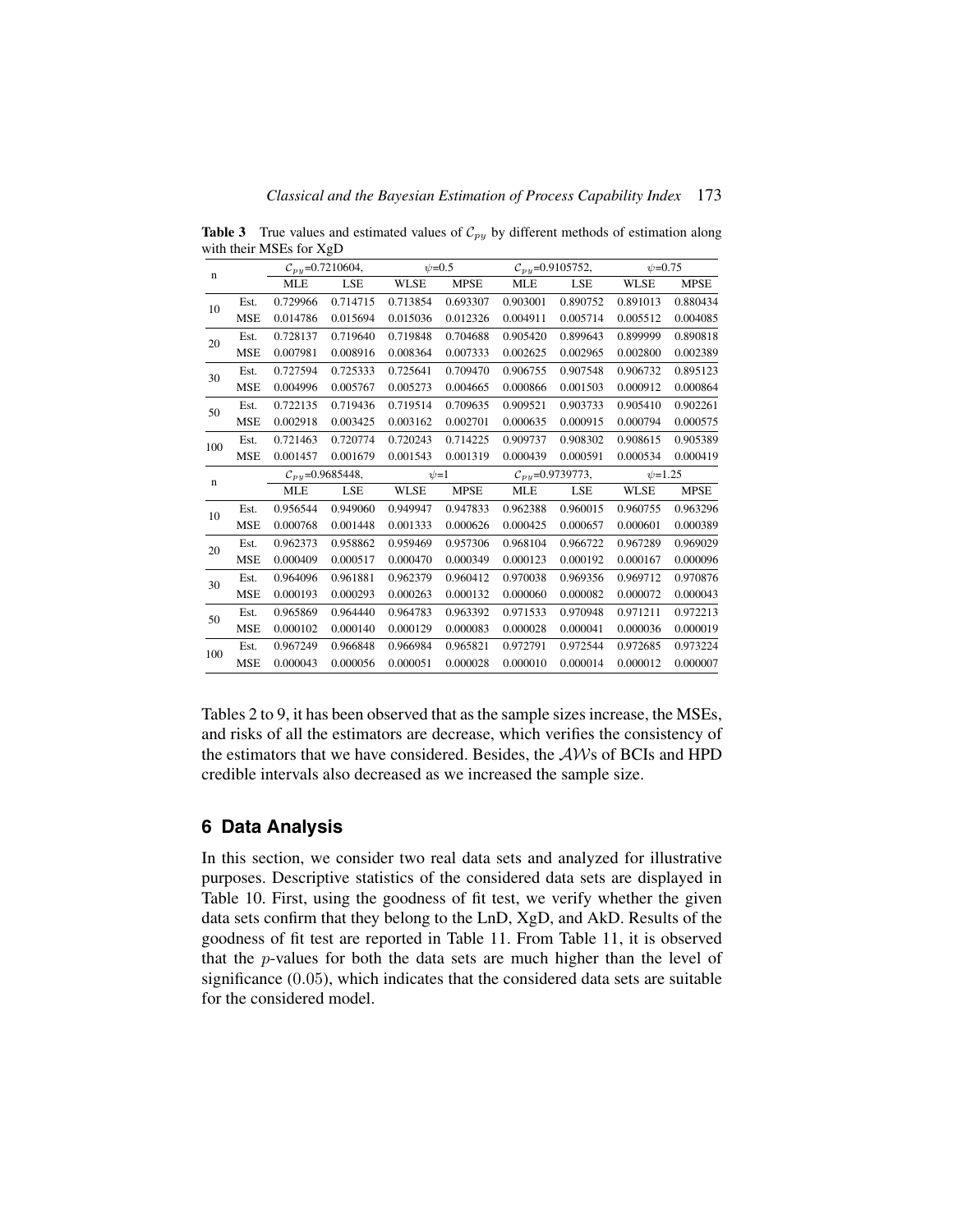**Table 3** True values and estimated values of $\mathcal{C}_{py}$ by different methods of estimation along with their MSEs for XgD

| n | | $\mathcal{C}_{py}$=0.7210604, | | $\psi$=0.5 | | $\mathcal{C}_{py}$=0.9105752, | | $\psi$=0.75 | |
|---|---|---|---|---|---|---|---|---|---|
| | | MLE | LSE | WLSE | MPSE | MLE | LSE | WLSE | MPSE |
| 10 | Est. | 0.729966 | 0.714715 | 0.713854 | 0.693307 | 0.903001 | 0.890752 | 0.891013 | 0.880434 |
| | MSE | 0.014786 | 0.015694 | 0.015036 | 0.012326 | 0.004911 | 0.005714 | 0.005512 | 0.004085 |
| 20 | Est. | 0.728137 | 0.719640 | 0.719848 | 0.704688 | 0.905420 | 0.899643 | 0.899999 | 0.890818 |
| | MSE | 0.007981 | 0.008916 | 0.008364 | 0.007333 | 0.002625 | 0.002965 | 0.002800 | 0.002389 |
| 30 | Est. | 0.727594 | 0.725333 | 0.725641 | 0.709470 | 0.906755 | 0.907548 | 0.906732 | 0.895123 |
| | MSE | 0.004996 | 0.005767 | 0.005273 | 0.004665 | 0.000866 | 0.001503 | 0.000912 | 0.000864 |
| 50 | Est. | 0.722135 | 0.719436 | 0.719514 | 0.709635 | 0.909521 | 0.903733 | 0.905410 | 0.902261 |
| | MSE | 0.002918 | 0.003425 | 0.003162 | 0.002701 | 0.000635 | 0.000915 | 0.000794 | 0.000575 |
| 100 | Est. | 0.721463 | 0.720774 | 0.720243 | 0.714225 | 0.909737 | 0.908302 | 0.908615 | 0.905389 |
| | MSE | 0.001457 | 0.001679 | 0.001543 | 0.001319 | 0.000439 | 0.000591 | 0.000534 | 0.000419 |
| n | | $\mathcal{C}_{py}$=0.9685448, | | $\psi$=1 | | $\mathcal{C}_{py}$=0.9739773, | | $\psi$=1.25 | |
| | | MLE | LSE | WLSE | MPSE | MLE | LSE | WLSE | MPSE |
| 10 | Est. | 0.956544 | 0.949060 | 0.949947 | 0.947833 | 0.962388 | 0.960015 | 0.960755 | 0.963296 |
| | MSE | 0.000768 | 0.001448 | 0.001333 | 0.000626 | 0.000425 | 0.000657 | 0.000601 | 0.000389 |
| 20 | Est. | 0.962373 | 0.958862 | 0.959469 | 0.957306 | 0.968104 | 0.966722 | 0.967289 | 0.969029 |
| | MSE | 0.000409 | 0.000517 | 0.000470 | 0.000349 | 0.000123 | 0.000192 | 0.000167 | 0.000096 |
| 30 | Est. | 0.964096 | 0.961881 | 0.962379 | 0.960412 | 0.970038 | 0.969356 | 0.969712 | 0.970876 |
| | MSE | 0.000193 | 0.000293 | 0.000263 | 0.000132 | 0.000060 | 0.000082 | 0.000072 | 0.000043 |
| 50 | Est. | 0.965869 | 0.964440 | 0.964783 | 0.963392 | 0.971533 | 0.970948 | 0.971211 | 0.972213 |
| | MSE | 0.000102 | 0.000140 | 0.000129 | 0.000083 | 0.000028 | 0.000041 | 0.000036 | 0.000019 |
| 100 | Est. | 0.967249 | 0.966848 | 0.966984 | 0.965821 | 0.972791 | 0.972544 | 0.972685 | 0.973224 |
| | MSE | 0.000043 | 0.000056 | 0.000051 | 0.000028 | 0.000010 | 0.000014 | 0.000012 | 0.000007 |

Tables 2 to 9, it has been observed that as the sample sizes increase, the MSEs, and risks of all the estimators are decrease, which verifies the consistency of the estimators that we have considered. Besides, the $\mathcal{AW}$s of BCIs and HPD credible intervals also decreased as we increased the sample size.

## 6 Data Analysis

In this section, we consider two real data sets and analyzed for illustrative purposes. Descriptive statistics of the considered data sets are displayed in Table 10. First, using the goodness of fit test, we verify whether the given data sets confirm that they belong to the LnD, XgD, and AkD. Results of the goodness of fit test are reported in Table 11. From Table 11, it is observed that the $p$-values for both the data sets are much higher than the level of significance $(0.05)$, which indicates that the considered data sets are suitable for the considered model.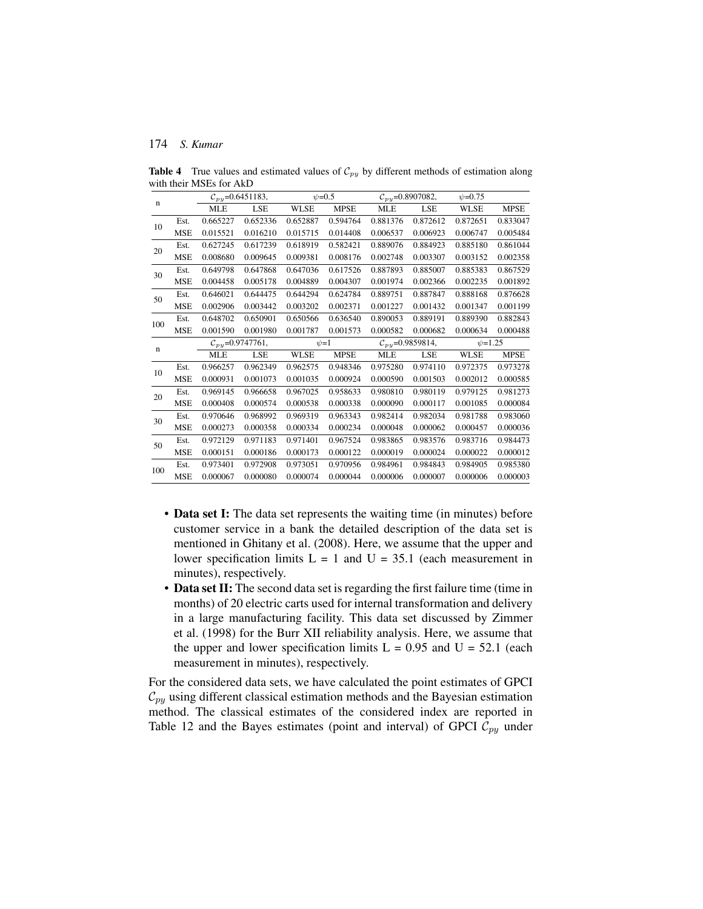**Table 4** True values and estimated values of $\mathcal{C}_{py}$ by different methods of estimation along with their MSEs for AkD

| n | | $\mathcal{C}_{py}$=0.6451183, | | $\psi$=0.5 | | $\mathcal{C}_{py}$=0.8907082, | | $\psi$=0.75 | |
|---|---|---|---|---|---|---|---|---|---|
| | | MLE | LSE | WLSE | MPSE | MLE | LSE | WLSE | MPSE |
| 10 | Est. | 0.665227 | 0.652336 | 0.652887 | 0.594764 | 0.881376 | 0.872612 | 0.872651 | 0.833047 |
| | MSE | 0.015521 | 0.016210 | 0.015715 | 0.014408 | 0.006537 | 0.006923 | 0.006747 | 0.005484 |
| 20 | Est. | 0.627245 | 0.617239 | 0.618919 | 0.582421 | 0.889076 | 0.884923 | 0.885180 | 0.861044 |
| | MSE | 0.008680 | 0.009645 | 0.009381 | 0.008176 | 0.002748 | 0.003307 | 0.003152 | 0.002358 |
| 30 | Est. | 0.649798 | 0.647868 | 0.647036 | 0.617526 | 0.887893 | 0.885007 | 0.885383 | 0.867529 |
| | MSE | 0.004458 | 0.005178 | 0.004889 | 0.004307 | 0.001974 | 0.002366 | 0.002235 | 0.001892 |
| 50 | Est. | 0.646021 | 0.644475 | 0.644294 | 0.624784 | 0.889751 | 0.887847 | 0.888168 | 0.876628 |
| | MSE | 0.002906 | 0.003442 | 0.003202 | 0.002371 | 0.001227 | 0.001432 | 0.001347 | 0.001199 |
| 100 | Est. | 0.648702 | 0.650901 | 0.650566 | 0.636540 | 0.890053 | 0.889191 | 0.889390 | 0.882843 |
| | MSE | 0.001590 | 0.001980 | 0.001787 | 0.001573 | 0.000582 | 0.000682 | 0.000634 | 0.000488 |
| n | | $\mathcal{C}_{py}$=0.9747761, | | $\psi$=1 | | $\mathcal{C}_{py}$=0.9859814, | | $\psi$=1.25 | |
| | | MLE | LSE | WLSE | MPSE | MLE | LSE | WLSE | MPSE |
| 10 | Est. | 0.966257 | 0.962349 | 0.962575 | 0.948346 | 0.975280 | 0.974110 | 0.972375 | 0.973278 |
| | MSE | 0.000931 | 0.001073 | 0.001035 | 0.000924 | 0.000590 | 0.001503 | 0.002012 | 0.000585 |
| 20 | Est. | 0.969145 | 0.966658 | 0.967025 | 0.958633 | 0.980810 | 0.980119 | 0.979125 | 0.981273 |
| | MSE | 0.000408 | 0.000574 | 0.000538 | 0.000338 | 0.000090 | 0.000117 | 0.001085 | 0.000084 |
| 30 | Est. | 0.970646 | 0.968992 | 0.969319 | 0.963343 | 0.982414 | 0.982034 | 0.981788 | 0.983060 |
| | MSE | 0.000273 | 0.000358 | 0.000334 | 0.000234 | 0.000048 | 0.000062 | 0.000457 | 0.000036 |
| 50 | Est. | 0.972129 | 0.971183 | 0.971401 | 0.967524 | 0.983865 | 0.983576 | 0.983716 | 0.984473 |
| | MSE | 0.000151 | 0.000186 | 0.000173 | 0.000122 | 0.000019 | 0.000024 | 0.000022 | 0.000012 |
| 100 | Est. | 0.973401 | 0.972908 | 0.973051 | 0.970956 | 0.984961 | 0.984843 | 0.984905 | 0.985380 |
| | MSE | 0.000067 | 0.000080 | 0.000074 | 0.000044 | 0.000006 | 0.000007 | 0.000006 | 0.000003 |

- **Data set I:** The data set represents the waiting time (in minutes) before customer service in a bank the detailed description of the data set is mentioned in Ghitany et al. (2008). Here, we assume that the upper and lower specification limits L = 1 and U = 35.1 (each measurement in minutes), respectively.
- **Data set II:** The second data set is regarding the first failure time (time in months) of 20 electric carts used for internal transformation and delivery in a large manufacturing facility. This data set discussed by Zimmer et al. (1998) for the Burr XII reliability analysis. Here, we assume that the upper and lower specification limits L = 0.95 and U = 52.1 (each measurement in minutes), respectively.

For the considered data sets, we have calculated the point estimates of GPCI $\mathcal{C}_{py}$ using different classical estimation methods and the Bayesian estimation method. The classical estimates of the considered index are reported in Table 12 and the Bayes estimates (point and interval) of GPCI $\mathcal{C}_{py}$ under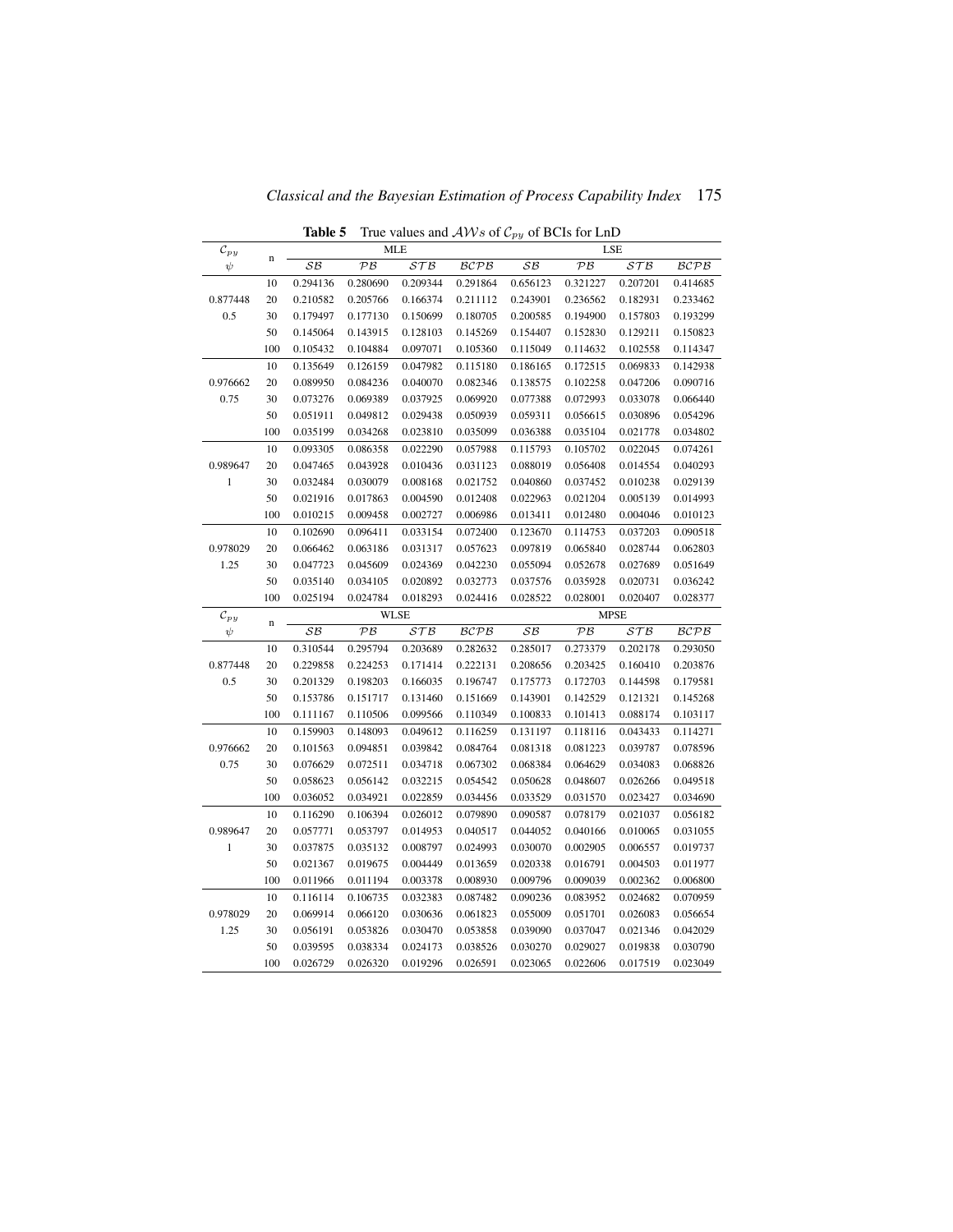**Table 5** True values and $\mathcal{AW}s$ of $\mathcal{C}_{py}$ of BCIs for LnD

| $\mathcal{C}_{py}$ | n | MLE | | | | LSE | | | |
|---|---|---|---|---|---|---|---|---|---|
| $\psi$ | | $\mathcal{SB}$ | $\mathcal{PB}$ | $\mathcal{STB}$ | $\mathcal{BCPB}$ | $\mathcal{SB}$ | $\mathcal{PB}$ | $\mathcal{STB}$ | $\mathcal{BCPB}$ |
| | 10 | 0.294136 | 0.280690 | 0.209344 | 0.291864 | 0.656123 | 0.321227 | 0.207201 | 0.414685 |
| 0.877448 | 20 | 0.210582 | 0.205766 | 0.166374 | 0.211112 | 0.243901 | 0.236562 | 0.182931 | 0.233462 |
| 0.5 | 30 | 0.179497 | 0.177130 | 0.150699 | 0.180705 | 0.200585 | 0.194900 | 0.157803 | 0.193299 |
| | 50 | 0.145064 | 0.143915 | 0.128103 | 0.145269 | 0.154407 | 0.152830 | 0.129211 | 0.150823 |
| | 100 | 0.105432 | 0.104884 | 0.097071 | 0.105360 | 0.115049 | 0.114632 | 0.102558 | 0.114347 |
| | 10 | 0.135649 | 0.126159 | 0.047982 | 0.115180 | 0.186165 | 0.172515 | 0.069833 | 0.142938 |
| 0.976662 | 20 | 0.089950 | 0.084236 | 0.040070 | 0.082346 | 0.138575 | 0.102258 | 0.047206 | 0.090716 |
| 0.75 | 30 | 0.073276 | 0.069389 | 0.037925 | 0.069920 | 0.077388 | 0.072993 | 0.033078 | 0.066440 |
| | 50 | 0.051911 | 0.049812 | 0.029438 | 0.050939 | 0.059311 | 0.056615 | 0.030896 | 0.054296 |
| | 100 | 0.035199 | 0.034268 | 0.023810 | 0.035099 | 0.036388 | 0.035104 | 0.021778 | 0.034802 |
| | 10 | 0.093305 | 0.086358 | 0.022290 | 0.057988 | 0.115793 | 0.105702 | 0.022045 | 0.074261 |
| 0.989647 | 20 | 0.047465 | 0.043928 | 0.010436 | 0.031123 | 0.088019 | 0.056408 | 0.014554 | 0.040293 |
| 1 | 30 | 0.032484 | 0.030079 | 0.008168 | 0.021752 | 0.040860 | 0.037452 | 0.010238 | 0.029139 |
| | 50 | 0.021916 | 0.017863 | 0.004590 | 0.012408 | 0.022963 | 0.021204 | 0.005139 | 0.014993 |
| | 100 | 0.010215 | 0.009458 | 0.002727 | 0.006986 | 0.013411 | 0.012480 | 0.004046 | 0.010123 |
| | 10 | 0.102690 | 0.096411 | 0.033154 | 0.072400 | 0.123670 | 0.114753 | 0.037203 | 0.090518 |
| 0.978029 | 20 | 0.066462 | 0.063186 | 0.031317 | 0.057623 | 0.097819 | 0.065840 | 0.028744 | 0.062803 |
| 1.25 | 30 | 0.047723 | 0.045609 | 0.024369 | 0.042230 | 0.055094 | 0.052678 | 0.027689 | 0.051649 |
| | 50 | 0.035140 | 0.034105 | 0.020892 | 0.032773 | 0.037576 | 0.035928 | 0.020731 | 0.036242 |
| | 100 | 0.025194 | 0.024784 | 0.018293 | 0.024416 | 0.028522 | 0.028001 | 0.020407 | 0.028377 |
| $\mathcal{C}_{py}$ | n | WLSE | | | | MPSE | | | |
| $\psi$ | | $\mathcal{SB}$ | $\mathcal{PB}$ | $\mathcal{STB}$ | $\mathcal{BCPB}$ | $\mathcal{SB}$ | $\mathcal{PB}$ | $\mathcal{STB}$ | $\mathcal{BCPB}$ |
| | 10 | 0.310544 | 0.295794 | 0.203689 | 0.282632 | 0.285017 | 0.273379 | 0.202178 | 0.293050 |
| 0.877448 | 20 | 0.229858 | 0.224253 | 0.171414 | 0.222131 | 0.208656 | 0.203425 | 0.160410 | 0.203876 |
| 0.5 | 30 | 0.201329 | 0.198203 | 0.166035 | 0.196747 | 0.175773 | 0.172703 | 0.144598 | 0.179581 |
| | 50 | 0.153786 | 0.151717 | 0.131460 | 0.151669 | 0.143901 | 0.142529 | 0.121321 | 0.145268 |
| | 100 | 0.111167 | 0.110506 | 0.099566 | 0.110349 | 0.100833 | 0.101413 | 0.088174 | 0.103117 |
| | 10 | 0.159903 | 0.148093 | 0.049612 | 0.116259 | 0.131197 | 0.118116 | 0.043433 | 0.114271 |
| 0.976662 | 20 | 0.101563 | 0.094851 | 0.039842 | 0.084764 | 0.081318 | 0.081223 | 0.039787 | 0.078596 |
| 0.75 | 30 | 0.076629 | 0.072511 | 0.034718 | 0.067302 | 0.068384 | 0.064629 | 0.034083 | 0.068826 |
| | 50 | 0.058623 | 0.056142 | 0.032215 | 0.054542 | 0.050628 | 0.048607 | 0.026266 | 0.049518 |
| | 100 | 0.036052 | 0.034921 | 0.022859 | 0.034456 | 0.033529 | 0.031570 | 0.023427 | 0.034690 |
| | 10 | 0.116290 | 0.106394 | 0.026012 | 0.079890 | 0.090587 | 0.078179 | 0.021037 | 0.056182 |
| 0.989647 | 20 | 0.057771 | 0.053797 | 0.014953 | 0.040517 | 0.044052 | 0.040166 | 0.010065 | 0.031055 |
| 1 | 30 | 0.037875 | 0.035132 | 0.008797 | 0.024993 | 0.030070 | 0.002905 | 0.006557 | 0.019737 |
| | 50 | 0.021367 | 0.019675 | 0.004449 | 0.013659 | 0.020338 | 0.016791 | 0.004503 | 0.011977 |
| | 100 | 0.011966 | 0.011194 | 0.003378 | 0.008930 | 0.009796 | 0.009039 | 0.002362 | 0.006800 |
| | 10 | 0.116114 | 0.106735 | 0.032383 | 0.087482 | 0.090236 | 0.083952 | 0.024682 | 0.070959 |
| 0.978029 | 20 | 0.069914 | 0.066120 | 0.030636 | 0.061823 | 0.055009 | 0.051701 | 0.026083 | 0.056654 |
| 1.25 | 30 | 0.056191 | 0.053826 | 0.030470 | 0.053858 | 0.039090 | 0.037047 | 0.021346 | 0.042029 |
| | 50 | 0.039595 | 0.038334 | 0.024173 | 0.038526 | 0.030270 | 0.029027 | 0.019838 | 0.030790 |
| | 100 | 0.026729 | 0.026320 | 0.019296 | 0.026591 | 0.023065 | 0.022606 | 0.017519 | 0.023049 |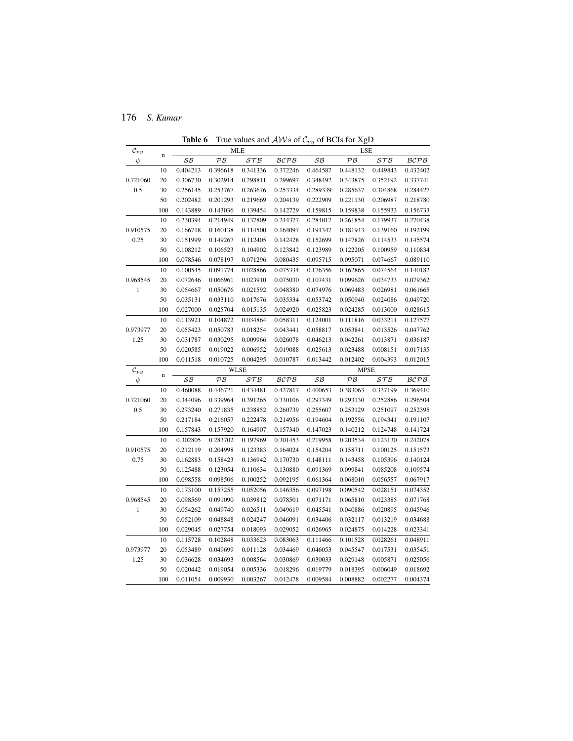**Table 6** True values and $\mathcal{AW}s$ of $\mathcal{C}_{py}$ of BCIs for XgD

| $\mathcal{C}_{py}$ / $\psi$ | n | MLE | | | | LSE | | | |
|---|---|---|---|---|---|---|---|---|---|
| | | $\mathcal{SB}$ | $\mathcal{PB}$ | $\mathcal{STB}$ | $\mathcal{BCPB}$ | $\mathcal{SB}$ | $\mathcal{PB}$ | $\mathcal{STB}$ | $\mathcal{BCPB}$ |
| | 10 | 0.404213 | 0.396618 | 0.341336 | 0.372246 | 0.464587 | 0.448132 | 0.449843 | 0.432402 |
| 0.721060 | 20 | 0.306730 | 0.302914 | 0.298811 | 0.299697 | 0.348492 | 0.343875 | 0.352192 | 0.337741 |
| 0.5 | 30 | 0.256145 | 0.253767 | 0.263676 | 0.253334 | 0.289339 | 0.285637 | 0.304868 | 0.284427 |
| | 50 | 0.202482 | 0.201293 | 0.219669 | 0.204139 | 0.222909 | 0.221130 | 0.206987 | 0.218780 |
| | 100 | 0.143889 | 0.143036 | 0.139454 | 0.142729 | 0.159815 | 0.159838 | 0.155933 | 0.156733 |
| | 10 | 0.230394 | 0.214949 | 0.137809 | 0.244377 | 0.284017 | 0.261854 | 0.179937 | 0.270438 |
| 0.910575 | 20 | 0.166718 | 0.160138 | 0.114500 | 0.164097 | 0.191347 | 0.181943 | 0.139160 | 0.192199 |
| 0.75 | 30 | 0.151999 | 0.149267 | 0.112405 | 0.142428 | 0.152699 | 0.147826 | 0.114533 | 0.145574 |
| | 50 | 0.108212 | 0.106523 | 0.104902 | 0.123842 | 0.123989 | 0.122205 | 0.100959 | 0.110834 |
| | 100 | 0.078546 | 0.078197 | 0.071296 | 0.080435 | 0.095715 | 0.095071 | 0.074667 | 0.089110 |
| | 10 | 0.100545 | 0.091774 | 0.028866 | 0.075334 | 0.176356 | 0.162865 | 0.074564 | 0.140182 |
| 0.968545 | 20 | 0.072646 | 0.066961 | 0.023910 | 0.075030 | 0.107431 | 0.099626 | 0.034733 | 0.079362 |
| 1 | 30 | 0.054667 | 0.050676 | 0.021592 | 0.048380 | 0.074976 | 0.069483 | 0.026981 | 0.061665 |
| | 50 | 0.035131 | 0.033110 | 0.017676 | 0.035334 | 0.053742 | 0.050940 | 0.024086 | 0.049720 |
| | 100 | 0.027000 | 0.025704 | 0.015135 | 0.024920 | 0.025823 | 0.024285 | 0.013000 | 0.028615 |
| | 10 | 0.113921 | 0.104872 | 0.034864 | 0.058311 | 0.124001 | 0.111816 | 0.033211 | 0.127577 |
| 0.973977 | 20 | 0.055423 | 0.050783 | 0.018254 | 0.043441 | 0.058817 | 0.053841 | 0.013526 | 0.047762 |
| 1.25 | 30 | 0.031787 | 0.030295 | 0.009966 | 0.026078 | 0.046213 | 0.042261 | 0.013871 | 0.036187 |
| | 50 | 0.020585 | 0.019022 | 0.006952 | 0.019088 | 0.025613 | 0.023488 | 0.008151 | 0.017135 |
| | 100 | 0.011518 | 0.010725 | 0.004295 | 0.010787 | 0.013442 | 0.012402 | 0.004393 | 0.012015 |
| $\mathcal{C}_{py}$ / $\psi$ | n | WLSE | | | | MPSE | | | |
| | | $\mathcal{SB}$ | $\mathcal{PB}$ | $\mathcal{STB}$ | $\mathcal{BCPB}$ | $\mathcal{SB}$ | $\mathcal{PB}$ | $\mathcal{STB}$ | $\mathcal{BCPB}$ |
| | 10 | 0.460088 | 0.446721 | 0.434481 | 0.427817 | 0.400653 | 0.383063 | 0.337199 | 0.369410 |
| 0.721060 | 20 | 0.344096 | 0.339964 | 0.391265 | 0.330106 | 0.297349 | 0.293130 | 0.252886 | 0.296504 |
| 0.5 | 30 | 0.273240 | 0.271835 | 0.238852 | 0.260739 | 0.255607 | 0.253129 | 0.251097 | 0.252395 |
| | 50 | 0.217184 | 0.216057 | 0.222478 | 0.214956 | 0.194604 | 0.192556 | 0.194341 | 0.191107 |
| | 100 | 0.157843 | 0.157920 | 0.164907 | 0.157340 | 0.147023 | 0.140212 | 0.124748 | 0.141724 |
| | 10 | 0.302805 | 0.283702 | 0.197969 | 0.301453 | 0.219958 | 0.203534 | 0.123130 | 0.242078 |
| 0.910575 | 20 | 0.212119 | 0.204998 | 0.123383 | 0.164024 | 0.154204 | 0.158711 | 0.100125 | 0.151573 |
| 0.75 | 30 | 0.162883 | 0.158423 | 0.136942 | 0.170730 | 0.148111 | 0.143458 | 0.105396 | 0.140124 |
| | 50 | 0.125488 | 0.123054 | 0.110634 | 0.130880 | 0.091369 | 0.099841 | 0.085208 | 0.109574 |
| | 100 | 0.098558 | 0.098506 | 0.100252 | 0.092195 | 0.061364 | 0.068010 | 0.056557 | 0.067917 |
| | 10 | 0.173100 | 0.157255 | 0.052056 | 0.146356 | 0.097198 | 0.090542 | 0.028151 | 0.074352 |
| 0.968545 | 20 | 0.098569 | 0.091090 | 0.039812 | 0.078501 | 0.071171 | 0.065810 | 0.023385 | 0.071768 |
| 1 | 30 | 0.054262 | 0.049740 | 0.026511 | 0.049619 | 0.045541 | 0.040886 | 0.020895 | 0.045946 |
| | 50 | 0.052109 | 0.048848 | 0.024247 | 0.046091 | 0.034406 | 0.032117 | 0.013219 | 0.034688 |
| | 100 | 0.029045 | 0.027754 | 0.018093 | 0.029052 | 0.026965 | 0.024875 | 0.014228 | 0.023341 |
| | 10 | 0.115728 | 0.102848 | 0.033623 | 0.083063 | 0.111466 | 0.101528 | 0.028261 | 0.048911 |
| 0.973977 | 20 | 0.053489 | 0.049699 | 0.011128 | 0.034469 | 0.046053 | 0.045547 | 0.017531 | 0.035451 |
| 1.25 | 30 | 0.036628 | 0.034693 | 0.008564 | 0.030869 | 0.030033 | 0.029148 | 0.005871 | 0.025056 |
| | 50 | 0.020442 | 0.019054 | 0.005336 | 0.018296 | 0.019779 | 0.018395 | 0.006049 | 0.018692 |
| | 100 | 0.011054 | 0.009930 | 0.003267 | 0.012478 | 0.009584 | 0.008882 | 0.002277 | 0.004374 |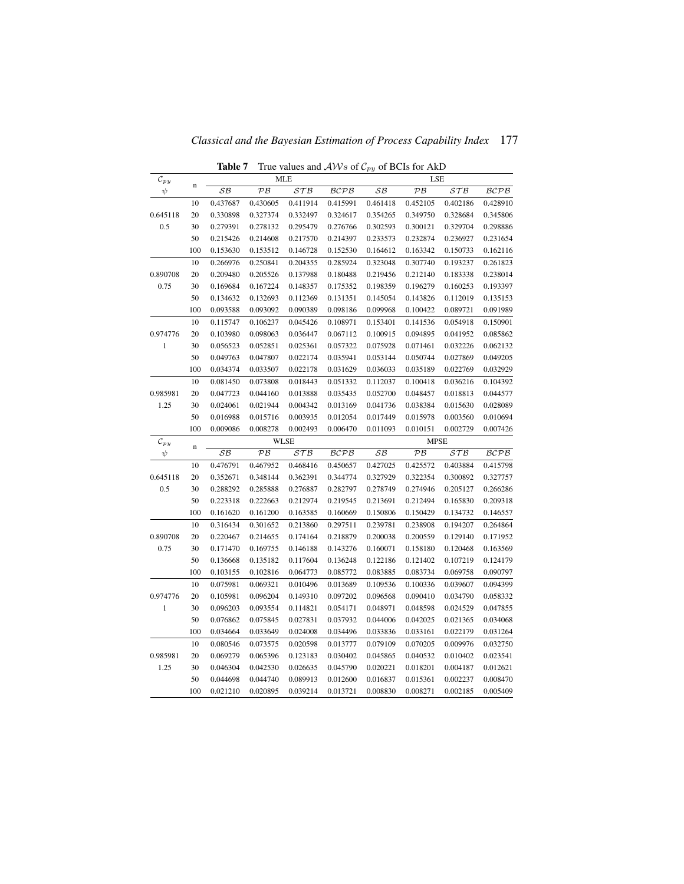**Table 7** True values and $\mathcal{AW}s$ of $\mathcal{C}_{py}$ of BCIs for AkD

| $\mathcal{C}_{py}$ $\psi$ | n | MLE | | | | LSE | | | |
|---|---|---|---|---|---|---|---|---|---|
| | | $\mathcal{SB}$ | $\mathcal{PB}$ | $\mathcal{STB}$ | $\mathcal{BCPB}$ | $\mathcal{SB}$ | $\mathcal{PB}$ | $\mathcal{STB}$ | $\mathcal{BCPB}$ |
| | 10 | 0.437687 | 0.430605 | 0.411914 | 0.415991 | 0.461418 | 0.452105 | 0.402186 | 0.428910 |
| 0.645118 | 20 | 0.330898 | 0.327374 | 0.332497 | 0.324617 | 0.354265 | 0.349750 | 0.328684 | 0.345806 |
| 0.5 | 30 | 0.279391 | 0.278132 | 0.295479 | 0.276766 | 0.302593 | 0.300121 | 0.329704 | 0.298886 |
| | 50 | 0.215426 | 0.214608 | 0.217570 | 0.214397 | 0.233573 | 0.232874 | 0.236927 | 0.231654 |
| | 100 | 0.153630 | 0.153512 | 0.146728 | 0.152530 | 0.164612 | 0.163342 | 0.150733 | 0.162116 |
| | 10 | 0.266976 | 0.250841 | 0.204355 | 0.285924 | 0.323048 | 0.307740 | 0.193237 | 0.261823 |
| 0.890708 | 20 | 0.209480 | 0.205526 | 0.137988 | 0.180488 | 0.219456 | 0.212140 | 0.183338 | 0.238014 |
| 0.75 | 30 | 0.169684 | 0.167224 | 0.148357 | 0.175352 | 0.198359 | 0.196279 | 0.160253 | 0.193397 |
| | 50 | 0.134632 | 0.132693 | 0.112369 | 0.131351 | 0.145054 | 0.143826 | 0.112019 | 0.135153 |
| | 100 | 0.093588 | 0.093092 | 0.090389 | 0.098186 | 0.099968 | 0.100422 | 0.089721 | 0.091989 |
| | 10 | 0.115747 | 0.106237 | 0.045426 | 0.108971 | 0.153401 | 0.141536 | 0.054918 | 0.150901 |
| 0.974776 | 20 | 0.103980 | 0.098063 | 0.036447 | 0.067112 | 0.100915 | 0.094895 | 0.041952 | 0.085862 |
| 1 | 30 | 0.056523 | 0.052851 | 0.025361 | 0.057322 | 0.075928 | 0.071461 | 0.032226 | 0.062132 |
| | 50 | 0.049763 | 0.047807 | 0.022174 | 0.035941 | 0.053144 | 0.050744 | 0.027869 | 0.049205 |
| | 100 | 0.034374 | 0.033507 | 0.022178 | 0.031629 | 0.036033 | 0.035189 | 0.022769 | 0.032929 |
| | 10 | 0.081450 | 0.073808 | 0.018443 | 0.051332 | 0.112037 | 0.100418 | 0.036216 | 0.104392 |
| 0.985981 | 20 | 0.047723 | 0.044160 | 0.013888 | 0.035435 | 0.052700 | 0.048457 | 0.018813 | 0.044577 |
| 1.25 | 30 | 0.024061 | 0.021944 | 0.004342 | 0.013169 | 0.041736 | 0.038384 | 0.015630 | 0.028089 |
| | 50 | 0.016988 | 0.015716 | 0.003935 | 0.012054 | 0.017449 | 0.015978 | 0.003560 | 0.010694 |
| | 100 | 0.009086 | 0.008278 | 0.002493 | 0.006470 | 0.011093 | 0.010151 | 0.002729 | 0.007426 |
| $\mathcal{C}_{py}$ $\psi$ | n | WLSE | | | | MPSE | | | |
| | | $\mathcal{SB}$ | $\mathcal{PB}$ | $\mathcal{STB}$ | $\mathcal{BCPB}$ | $\mathcal{SB}$ | $\mathcal{PB}$ | $\mathcal{STB}$ | $\mathcal{BCPB}$ |
| | 10 | 0.476791 | 0.467952 | 0.468416 | 0.450657 | 0.427025 | 0.425572 | 0.403884 | 0.415798 |
| 0.645118 | 20 | 0.352671 | 0.348144 | 0.362391 | 0.344774 | 0.327929 | 0.322354 | 0.300892 | 0.327757 |
| 0.5 | 30 | 0.288292 | 0.285888 | 0.276887 | 0.282797 | 0.278749 | 0.274946 | 0.205127 | 0.266286 |
| | 50 | 0.223318 | 0.222663 | 0.212974 | 0.219545 | 0.213691 | 0.212494 | 0.165830 | 0.209318 |
| | 100 | 0.161620 | 0.161200 | 0.163585 | 0.160669 | 0.150806 | 0.150429 | 0.134732 | 0.146557 |
| | 10 | 0.316434 | 0.301652 | 0.213860 | 0.297511 | 0.239781 | 0.238908 | 0.194207 | 0.264864 |
| 0.890708 | 20 | 0.220467 | 0.214655 | 0.174164 | 0.218879 | 0.200038 | 0.200559 | 0.129140 | 0.171952 |
| 0.75 | 30 | 0.171470 | 0.169755 | 0.146188 | 0.143276 | 0.160071 | 0.158180 | 0.120468 | 0.163569 |
| | 50 | 0.136668 | 0.135182 | 0.117604 | 0.136248 | 0.122186 | 0.121402 | 0.107219 | 0.124179 |
| | 100 | 0.103155 | 0.102816 | 0.064773 | 0.085772 | 0.083885 | 0.083734 | 0.069758 | 0.090797 |
| | 10 | 0.075981 | 0.069321 | 0.010496 | 0.013689 | 0.109536 | 0.100336 | 0.039607 | 0.094399 |
| 0.974776 | 20 | 0.105981 | 0.096204 | 0.149310 | 0.097202 | 0.096568 | 0.090410 | 0.034790 | 0.058332 |
| 1 | 30 | 0.096203 | 0.093554 | 0.114821 | 0.054171 | 0.048971 | 0.048598 | 0.024529 | 0.047855 |
| | 50 | 0.076862 | 0.075845 | 0.027831 | 0.037932 | 0.044006 | 0.042025 | 0.021365 | 0.034068 |
| | 100 | 0.034664 | 0.033649 | 0.024008 | 0.034496 | 0.033836 | 0.033161 | 0.022179 | 0.031264 |
| | 10 | 0.080546 | 0.073575 | 0.020598 | 0.013777 | 0.079109 | 0.070205 | 0.009976 | 0.032750 |
| 0.985981 | 20 | 0.069279 | 0.065396 | 0.123183 | 0.030402 | 0.045865 | 0.040532 | 0.010402 | 0.023541 |
| 1.25 | 30 | 0.046304 | 0.042530 | 0.026635 | 0.045790 | 0.020221 | 0.018201 | 0.004187 | 0.012621 |
| | 50 | 0.044698 | 0.044740 | 0.089913 | 0.012600 | 0.016837 | 0.015361 | 0.002237 | 0.008470 |
| | 100 | 0.021210 | 0.020895 | 0.039214 | 0.013721 | 0.008830 | 0.008271 | 0.002185 | 0.005409 |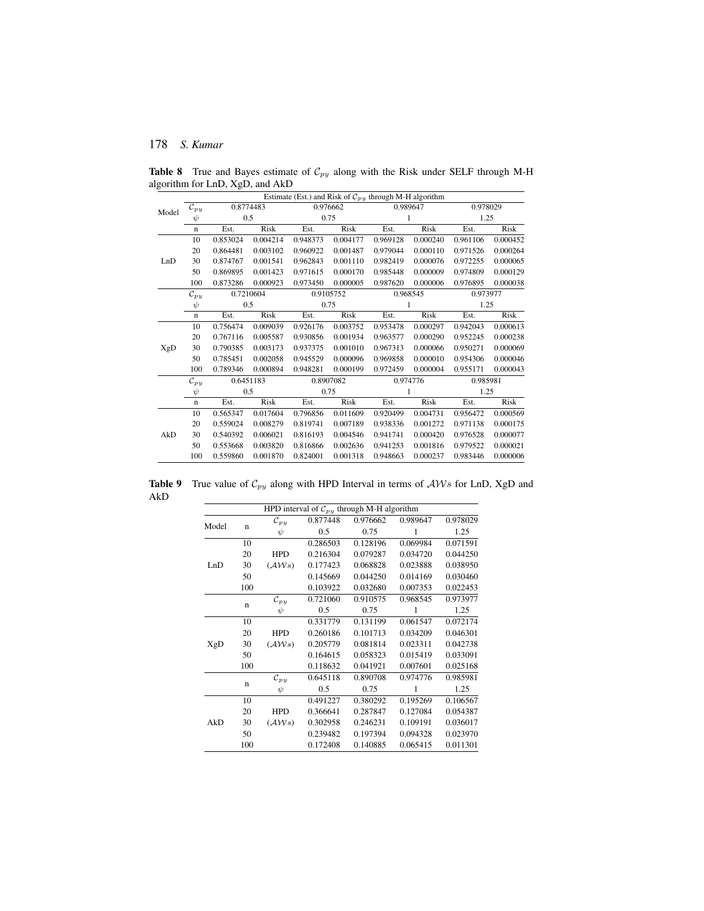**Table 8** True and Bayes estimate of $\mathcal{C}_{py}$ along with the Risk under SELF through M-H algorithm for LnD, XgD, and AkD

| Model | Estimate (Est.) and Risk of $\mathcal{C}_{py}$ through M-H algorithm | | | | | | | | |
|---|---|---|---|---|---|---|---|---|---|
| | $\mathcal{C}_{py}$ | 0.8774483 | | 0.976662 | | 0.989647 | | 0.978029 | |
| | $\psi$ | 0.5 | | 0.75 | | 1 | | 1.25 | |
| | n | Est. | Risk | Est. | Risk | Est. | Risk | Est. | Risk |
| LnD | 10 | 0.853024 | 0.004214 | 0.948373 | 0.004177 | 0.969128 | 0.000240 | 0.961106 | 0.000452 |
| | 20 | 0.864481 | 0.003102 | 0.960922 | 0.001487 | 0.979044 | 0.000110 | 0.971526 | 0.000264 |
| | 30 | 0.874767 | 0.001541 | 0.962843 | 0.001110 | 0.982419 | 0.000076 | 0.972255 | 0.000065 |
| | 50 | 0.869895 | 0.001423 | 0.971615 | 0.000170 | 0.985448 | 0.000009 | 0.974809 | 0.000129 |
| | 100 | 0.873286 | 0.000923 | 0.973450 | 0.000005 | 0.987620 | 0.000006 | 0.976895 | 0.000038 |
| | $\mathcal{C}_{py}$ | 0.7210604 | | 0.9105752 | | 0.968545 | | 0.973977 | |
| | $\psi$ | 0.5 | | 0.75 | | 1 | | 1.25 | |
| | n | Est. | Risk | Est. | Risk | Est. | Risk | Est. | Risk |
| XgD | 10 | 0.756474 | 0.009039 | 0.926176 | 0.003752 | 0.953478 | 0.000297 | 0.942043 | 0.000613 |
| | 20 | 0.767116 | 0.005587 | 0.930856 | 0.001934 | 0.963577 | 0.000290 | 0.952245 | 0.000238 |
| | 30 | 0.790385 | 0.003173 | 0.937375 | 0.001010 | 0.967313 | 0.000066 | 0.950271 | 0.000069 |
| | 50 | 0.785451 | 0.002058 | 0.945529 | 0.000096 | 0.969858 | 0.000010 | 0.954306 | 0.000046 |
| | 100 | 0.789346 | 0.000894 | 0.948281 | 0.000199 | 0.972459 | 0.000004 | 0.955171 | 0.000043 |
| | $\mathcal{C}_{py}$ | 0.6451183 | | 0.8907082 | | 0.974776 | | 0.985981 | |
| | $\psi$ | 0.5 | | 0.75 | | 1 | | 1.25 | |
| | n | Est. | Risk | Est. | Risk | Est. | Risk | Est. | Risk |
| AkD | 10 | 0.565347 | 0.017604 | 0.796856 | 0.011609 | 0.920499 | 0.004731 | 0.956472 | 0.000569 |
| | 20 | 0.559024 | 0.008279 | 0.819741 | 0.007189 | 0.938336 | 0.001272 | 0.971138 | 0.000175 |
| | 30 | 0.540392 | 0.006021 | 0.816193 | 0.004546 | 0.941741 | 0.000420 | 0.976528 | 0.000077 |
| | 50 | 0.553668 | 0.003820 | 0.816866 | 0.002636 | 0.941253 | 0.001816 | 0.979522 | 0.000021 |
| | 100 | 0.559860 | 0.001870 | 0.824001 | 0.001318 | 0.948663 | 0.000237 | 0.983446 | 0.000006 |

**Table 9** True value of $\mathcal{C}_{py}$ along with HPD Interval in terms of $\mathcal{AW}s$ for LnD, XgD and AkD

| Model | HPD interval of $\mathcal{C}_{py}$ through M-H algorithm | | | | | |
|---|---|---|---|---|---|---|
| | n | $\mathcal{C}_{py}$ | 0.877448 | 0.976662 | 0.989647 | 0.978029 |
| | | $\psi$ | 0.5 | 0.75 | 1 | 1.25 |
| LnD | 10 | HPD ($\mathcal{AW}s$) | 0.286503 | 0.128196 | 0.069984 | 0.071591 |
| | 20 | | 0.216304 | 0.079287 | 0.034720 | 0.044250 |
| | 30 | | 0.177423 | 0.068828 | 0.023888 | 0.038950 |
| | 50 | | 0.145669 | 0.044250 | 0.014169 | 0.030460 |
| | 100 | | 0.103922 | 0.032680 | 0.007353 | 0.022453 |
| | n | $\mathcal{C}_{py}$ | 0.721060 | 0.910575 | 0.968545 | 0.973977 |
| | | $\psi$ | 0.5 | 0.75 | 1 | 1.25 |
| XgD | 10 | HPD ($\mathcal{AW}s$) | 0.331779 | 0.131199 | 0.061547 | 0.072174 |
| | 20 | | 0.260186 | 0.101713 | 0.034209 | 0.046301 |
| | 30 | | 0.205779 | 0.081814 | 0.023311 | 0.042738 |
| | 50 | | 0.164615 | 0.058323 | 0.015419 | 0.033091 |
| | 100 | | 0.118632 | 0.041921 | 0.007601 | 0.025168 |
| | n | $\mathcal{C}_{py}$ | 0.645118 | 0.890708 | 0.974776 | 0.985981 |
| | | $\psi$ | 0.5 | 0.75 | 1 | 1.25 |
| AkD | 10 | HPD ($\mathcal{AW}s$) | 0.491227 | 0.380292 | 0.195269 | 0.106567 |
| | 20 | | 0.366641 | 0.287847 | 0.127084 | 0.054387 |
| | 30 | | 0.302958 | 0.246231 | 0.109191 | 0.036017 |
| | 50 | | 0.239482 | 0.197394 | 0.094328 | 0.023970 |
| | 100 | | 0.172408 | 0.140885 | 0.065415 | 0.011301 |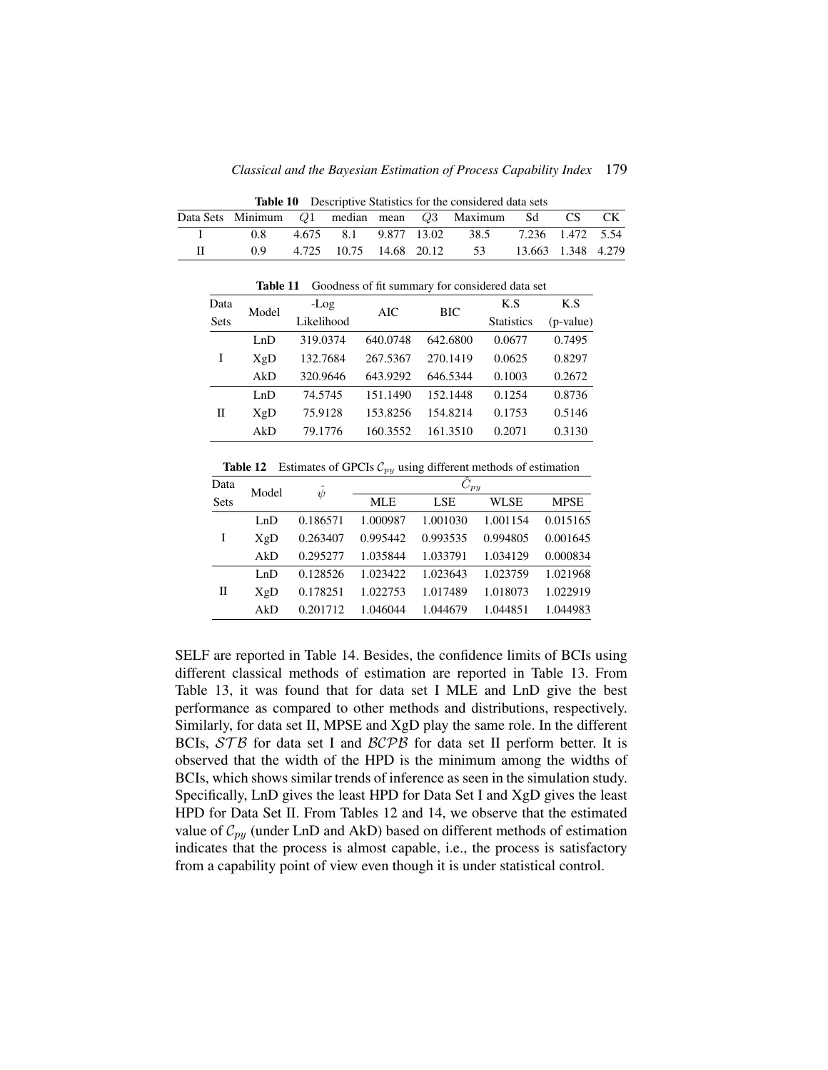**Table 10** Descriptive Statistics for the considered data sets

| Data Sets | Minimum | $Q1$ | median | mean | $Q3$ | Maximum | Sd | CS | CK |
|---|---|---|---|---|---|---|---|---|---|
| I | 0.8 | 4.675 | 8.1 | 9.877 | 13.02 | 38.5 | 7.236 | 1.472 | 5.54 |
| II | 0.9 | 4.725 | 10.75 | 14.68 | 20.12 | 53 | 13.663 | 1.348 | 4.279 |

**Table 11** Goodness of fit summary for considered data set

| Data Sets | Model | -Log Likelihood | AIC | BIC | K.S Statistics | K.S (p-value) |
|---|---|---|---|---|---|---|
| I | LnD | 319.0374 | 640.0748 | 642.6800 | 0.0677 | 0.7495 |
| | XgD | 132.7684 | 267.5367 | 270.1419 | 0.0625 | 0.8297 |
| | AkD | 320.9646 | 643.9292 | 646.5344 | 0.1003 | 0.2672 |
| II | LnD | 74.5745 | 151.1490 | 152.1448 | 0.1254 | 0.8736 |
| | XgD | 75.9128 | 153.8256 | 154.8214 | 0.1753 | 0.5146 |
| | AkD | 79.1776 | 160.3552 | 161.3510 | 0.2071 | 0.3130 |

**Table 12** Estimates of GPCIs $\mathcal{C}_{py}$ using different methods of estimation

| Data Sets | Model | $\hat{\psi}$ | $\hat{C}_{py}$ | | | |
|---|---|---|---|---|---|---|
| | | | MLE | LSE | WLSE | MPSE |
| I | LnD | 0.186571 | 1.000987 | 1.001030 | 1.001154 | 0.015165 |
| | XgD | 0.263407 | 0.995442 | 0.993535 | 0.994805 | 0.001645 |
| | AkD | 0.295277 | 1.035844 | 1.033791 | 1.034129 | 0.000834 |
| II | LnD | 0.128526 | 1.023422 | 1.023643 | 1.023759 | 1.021968 |
| | XgD | 0.178251 | 1.022753 | 1.017489 | 1.018073 | 1.022919 |
| | AkD | 0.201712 | 1.046044 | 1.044679 | 1.044851 | 1.044983 |

SELF are reported in Table 14. Besides, the confidence limits of BCIs using different classical methods of estimation are reported in Table 13. From Table 13, it was found that for data set I MLE and LnD give the best performance as compared to other methods and distributions, respectively. Similarly, for data set II, MPSE and XgD play the same role. In the different BCIs, $\mathcal{STB}$ for data set I and $\mathcal{BCPB}$ for data set II perform better. It is observed that the width of the HPD is the minimum among the widths of BCIs, which shows similar trends of inference as seen in the simulation study. Specifically, LnD gives the least HPD for Data Set I and XgD gives the least HPD for Data Set II. From Tables 12 and 14, we observe that the estimated value of $\mathcal{C}_{py}$ (under LnD and AkD) based on different methods of estimation indicates that the process is almost capable, i.e., the process is satisfactory from a capability point of view even though it is under statistical control.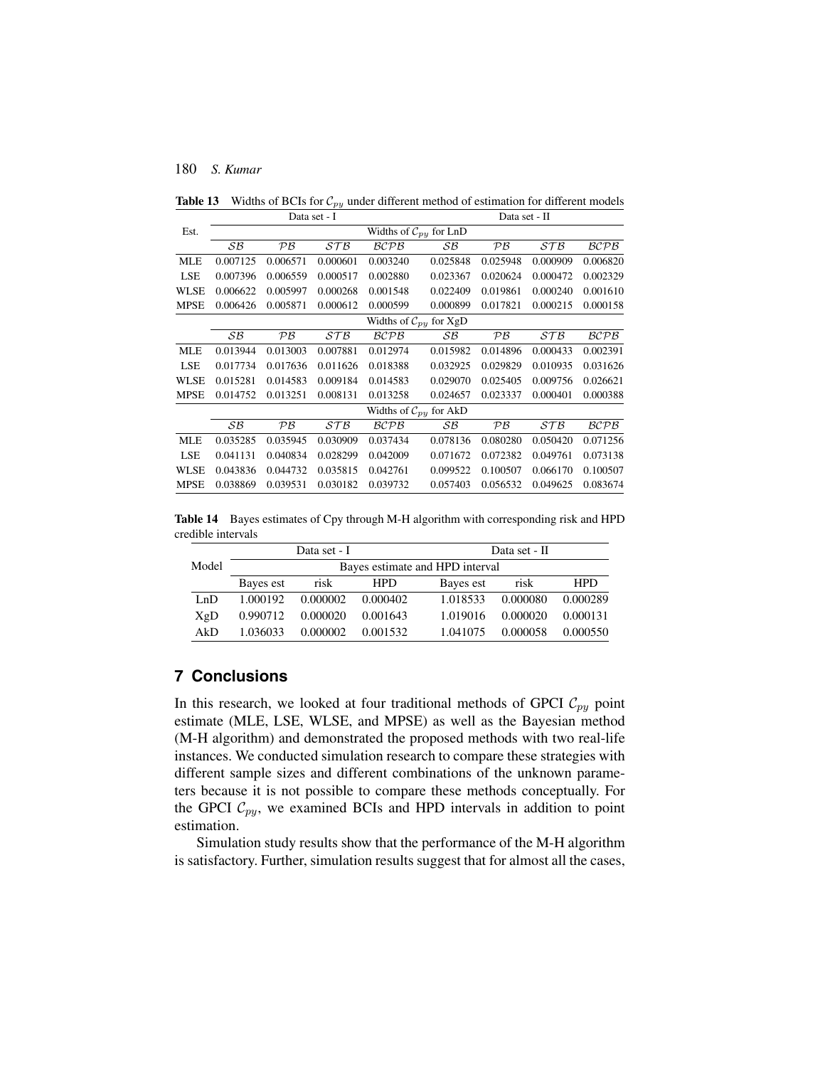**Table 13** Widths of BCIs for $\mathcal{C}_{py}$ under different method of estimation for different models

| Est. | Data set - I | | | | Data set - II | | | |
|---|---|---|---|---|---|---|---|---|
| | Widths of $\mathcal{C}_{py}$ for LnD | | | | | | | |
| | $\mathcal{SB}$ | $\mathcal{PB}$ | $\mathcal{STB}$ | $\mathcal{BCPB}$ | $\mathcal{SB}$ | $\mathcal{PB}$ | $\mathcal{STB}$ | $\mathcal{BCPB}$ |
| MLE | 0.007125 | 0.006571 | 0.000601 | 0.003240 | 0.025848 | 0.025948 | 0.000909 | 0.006820 |
| LSE | 0.007396 | 0.006559 | 0.000517 | 0.002880 | 0.023367 | 0.020624 | 0.000472 | 0.002329 |
| WLSE | 0.006622 | 0.005997 | 0.000268 | 0.001548 | 0.022409 | 0.019861 | 0.000240 | 0.001610 |
| MPSE | 0.006426 | 0.005871 | 0.000612 | 0.000599 | 0.000899 | 0.017821 | 0.000215 | 0.000158 |
| | Widths of $\mathcal{C}_{py}$ for XgD | | | | | | | |
| | $\mathcal{SB}$ | $\mathcal{PB}$ | $\mathcal{STB}$ | $\mathcal{BCPB}$ | $\mathcal{SB}$ | $\mathcal{PB}$ | $\mathcal{STB}$ | $\mathcal{BCPB}$ |
| MLE | 0.013944 | 0.013003 | 0.007881 | 0.012974 | 0.015982 | 0.014896 | 0.000433 | 0.002391 |
| LSE | 0.017734 | 0.017636 | 0.011626 | 0.018388 | 0.032925 | 0.029829 | 0.010935 | 0.031626 |
| WLSE | 0.015281 | 0.014583 | 0.009184 | 0.014583 | 0.029070 | 0.025405 | 0.009756 | 0.026621 |
| MPSE | 0.014752 | 0.013251 | 0.008131 | 0.013258 | 0.024657 | 0.023337 | 0.000401 | 0.000388 |
| | Widths of $\mathcal{C}_{py}$ for AkD | | | | | | | |
| | $\mathcal{SB}$ | $\mathcal{PB}$ | $\mathcal{STB}$ | $\mathcal{BCPB}$ | $\mathcal{SB}$ | $\mathcal{PB}$ | $\mathcal{STB}$ | $\mathcal{BCPB}$ |
| MLE | 0.035285 | 0.035945 | 0.030909 | 0.037434 | 0.078136 | 0.080280 | 0.050420 | 0.071256 |
| LSE | 0.041131 | 0.040834 | 0.028299 | 0.042009 | 0.071672 | 0.072382 | 0.049761 | 0.073138 |
| WLSE | 0.043836 | 0.044732 | 0.035815 | 0.042761 | 0.099522 | 0.100507 | 0.066170 | 0.100507 |
| MPSE | 0.038869 | 0.039531 | 0.030182 | 0.039732 | 0.057403 | 0.056532 | 0.049625 | 0.083674 |

**Table 14** Bayes estimates of Cpy through M-H algorithm with corresponding risk and HPD credible intervals

| Model | Data set - I | | | Data set - II | | |
|---|---|---|---|---|---|---|
| | Bayes estimate and HPD interval | | | | | |
| | Bayes est | risk | HPD | Bayes est | risk | HPD |
| LnD | 1.000192 | 0.000002 | 0.000402 | 1.018533 | 0.000080 | 0.000289 |
| XgD | 0.990712 | 0.000020 | 0.001643 | 1.019016 | 0.000020 | 0.000131 |
| AkD | 1.036033 | 0.000002 | 0.001532 | 1.041075 | 0.000058 | 0.000550 |

## 7 Conclusions

In this research, we looked at four traditional methods of GPCI $\mathcal{C}_{py}$ point estimate (MLE, LSE, WLSE, and MPSE) as well as the Bayesian method (M-H algorithm) and demonstrated the proposed methods with two real-life instances. We conducted simulation research to compare these strategies with different sample sizes and different combinations of the unknown parameters because it is not possible to compare these methods conceptually. For the GPCI $\mathcal{C}_{py}$, we examined BCIs and HPD intervals in addition to point estimation.

Simulation study results show that the performance of the M-H algorithm is satisfactory. Further, simulation results suggest that for almost all the cases,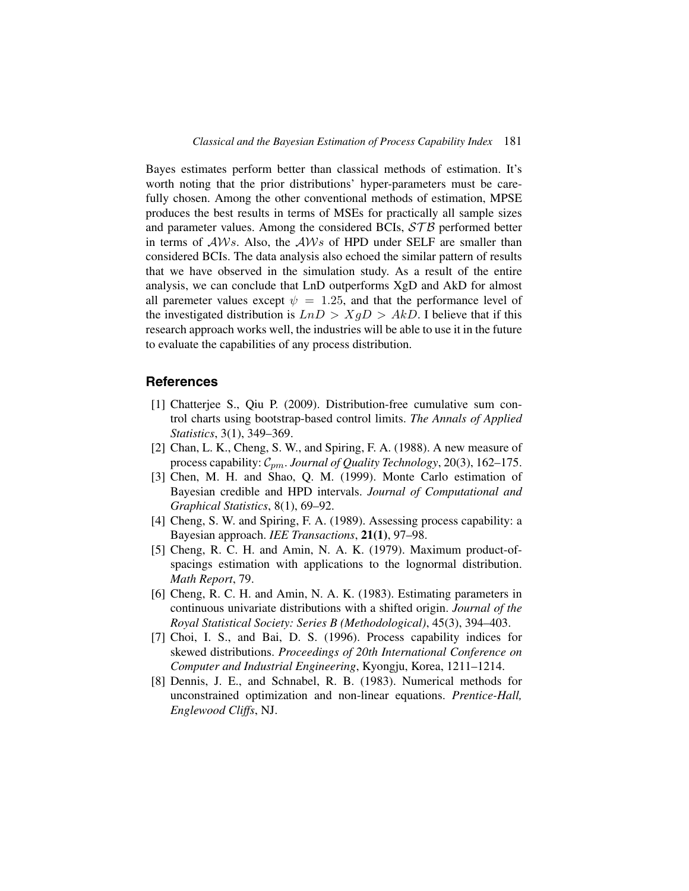Bayes estimates perform better than classical methods of estimation. It's worth noting that the prior distributions' hyper-parameters must be carefully chosen. Among the other conventional methods of estimation, MPSE produces the best results in terms of MSEs for practically all sample sizes and parameter values. Among the considered BCIs, $\mathcal{STB}$ performed better in terms of $\mathcal{AW}s$. Also, the $\mathcal{AW}s$ of HPD under SELF are smaller than considered BCIs. The data analysis also echoed the similar pattern of results that we have observed in the simulation study. As a result of the entire analysis, we can conclude that LnD outperforms XgD and AkD for almost all paremeter values except $\psi = 1.25$, and that the performance level of the investigated distribution is $LnD > XgD > AkD$. I believe that if this research approach works well, the industries will be able to use it in the future to evaluate the capabilities of any process distribution.

## References

[1] Chatterjee S., Qiu P. (2009). Distribution-free cumulative sum control charts using bootstrap-based control limits. *The Annals of Applied Statistics*, 3(1), 349–369.

[2] Chan, L. K., Cheng, S. W., and Spiring, F. A. (1988). A new measure of process capability: $\mathcal{C}_{pm}$. *Journal of Quality Technology*, 20(3), 162–175.

[3] Chen, M. H. and Shao, Q. M. (1999). Monte Carlo estimation of Bayesian credible and HPD intervals. *Journal of Computational and Graphical Statistics*, 8(1), 69–92.

[4] Cheng, S. W. and Spiring, F. A. (1989). Assessing process capability: a Bayesian approach. *IEE Transactions*, **21(1)**, 97–98.

[5] Cheng, R. C. H. and Amin, N. A. K. (1979). Maximum product-of-spacings estimation with applications to the lognormal distribution. *Math Report*, 79.

[6] Cheng, R. C. H. and Amin, N. A. K. (1983). Estimating parameters in continuous univariate distributions with a shifted origin. *Journal of the Royal Statistical Society: Series B (Methodological)*, 45(3), 394–403.

[7] Choi, I. S., and Bai, D. S. (1996). Process capability indices for skewed distributions. *Proceedings of 20th International Conference on Computer and Industrial Engineering*, Kyongju, Korea, 1211–1214.

[8] Dennis, J. E., and Schnabel, R. B. (1983). Numerical methods for unconstrained optimization and non-linear equations. *Prentice-Hall, Englewood Cliffs*, NJ.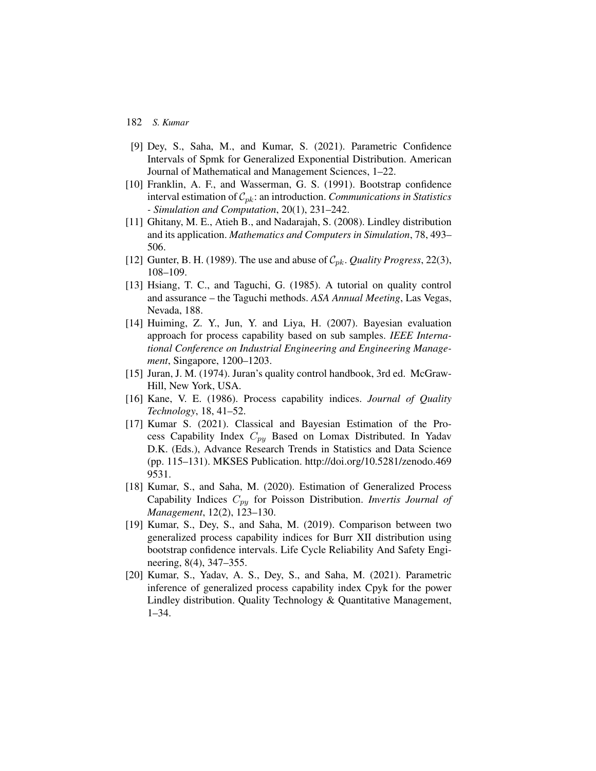[9] Dey, S., Saha, M., and Kumar, S. (2021). Parametric Confidence Intervals of Spmk for Generalized Exponential Distribution. American Journal of Mathematical and Management Sciences, 1–22.

[10] Franklin, A. F., and Wasserman, G. S. (1991). Bootstrap confidence interval estimation of $\mathcal{C}_{pk}$: an introduction. *Communications in Statistics - Simulation and Computation*, 20(1), 231–242.

[11] Ghitany, M. E., Atieh B., and Nadarajah, S. (2008). Lindley distribution and its application. *Mathematics and Computers in Simulation*, 78, 493–506.

[12] Gunter, B. H. (1989). The use and abuse of $\mathcal{C}_{pk}$. *Quality Progress*, 22(3), 108–109.

[13] Hsiang, T. C., and Taguchi, G. (1985). A tutorial on quality control and assurance – the Taguchi methods. *ASA Annual Meeting*, Las Vegas, Nevada, 188.

[14] Huiming, Z. Y., Jun, Y. and Liya, H. (2007). Bayesian evaluation approach for process capability based on sub samples. *IEEE International Conference on Industrial Engineering and Engineering Management*, Singapore, 1200–1203.

[15] Juran, J. M. (1974). Juran's quality control handbook, 3rd ed. McGraw-Hill, New York, USA.

[16] Kane, V. E. (1986). Process capability indices. *Journal of Quality Technology*, 18, 41–52.

[17] Kumar S. (2021). Classical and Bayesian Estimation of the Process Capability Index $C_{py}$ Based on Lomax Distributed. In Yadav D.K. (Eds.), Advance Research Trends in Statistics and Data Science (pp. 115–131). MKSES Publication. http://doi.org/10.5281/zenodo.4699531.

[18] Kumar, S., and Saha, M. (2020). Estimation of Generalized Process Capability Indices $C_{py}$ for Poisson Distribution. *Invertis Journal of Management*, 12(2), 123–130.

[19] Kumar, S., Dey, S., and Saha, M. (2019). Comparison between two generalized process capability indices for Burr XII distribution using bootstrap confidence intervals. Life Cycle Reliability And Safety Engineering, 8(4), 347–355.

[20] Kumar, S., Yadav, A. S., Dey, S., and Saha, M. (2021). Parametric inference of generalized process capability index Cpyk for the power Lindley distribution. Quality Technology & Quantitative Management, 1–34.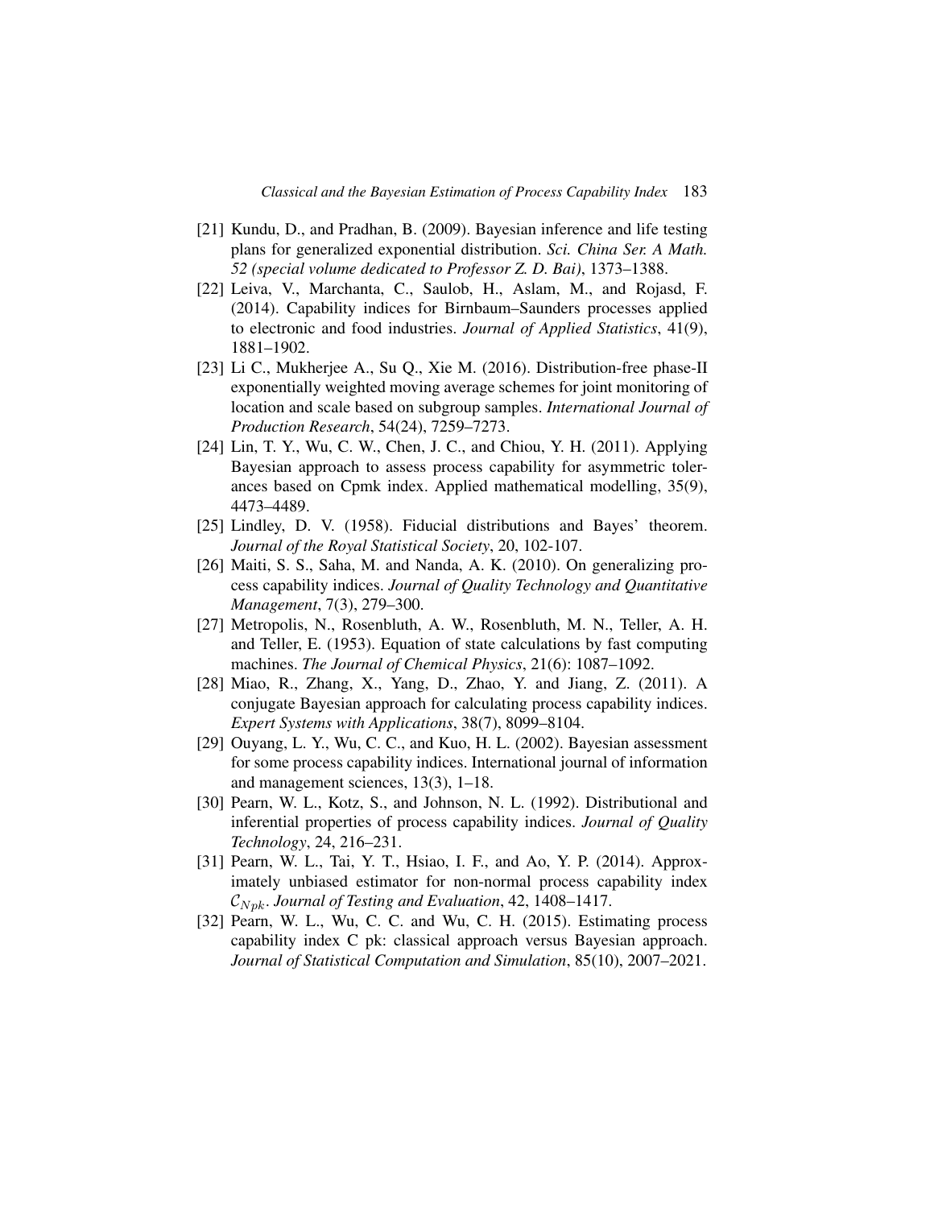[21] Kundu, D., and Pradhan, B. (2009). Bayesian inference and life testing plans for generalized exponential distribution. *Sci. China Ser. A Math. 52 (special volume dedicated to Professor Z. D. Bai)*, 1373–1388.

[22] Leiva, V., Marchanta, C., Saulob, H., Aslam, M., and Rojasd, F. (2014). Capability indices for Birnbaum–Saunders processes applied to electronic and food industries. *Journal of Applied Statistics*, 41(9), 1881–1902.

[23] Li C., Mukherjee A., Su Q., Xie M. (2016). Distribution-free phase-II exponentially weighted moving average schemes for joint monitoring of location and scale based on subgroup samples. *International Journal of Production Research*, 54(24), 7259–7273.

[24] Lin, T. Y., Wu, C. W., Chen, J. C., and Chiou, Y. H. (2011). Applying Bayesian approach to assess process capability for asymmetric tolerances based on Cpmk index. Applied mathematical modelling, 35(9), 4473–4489.

[25] Lindley, D. V. (1958). Fiducial distributions and Bayes' theorem. *Journal of the Royal Statistical Society*, 20, 102-107.

[26] Maiti, S. S., Saha, M. and Nanda, A. K. (2010). On generalizing process capability indices. *Journal of Quality Technology and Quantitative Management*, 7(3), 279–300.

[27] Metropolis, N., Rosenbluth, A. W., Rosenbluth, M. N., Teller, A. H. and Teller, E. (1953). Equation of state calculations by fast computing machines. *The Journal of Chemical Physics*, 21(6): 1087–1092.

[28] Miao, R., Zhang, X., Yang, D., Zhao, Y. and Jiang, Z. (2011). A conjugate Bayesian approach for calculating process capability indices. *Expert Systems with Applications*, 38(7), 8099–8104.

[29] Ouyang, L. Y., Wu, C. C., and Kuo, H. L. (2002). Bayesian assessment for some process capability indices. International journal of information and management sciences, 13(3), 1–18.

[30] Pearn, W. L., Kotz, S., and Johnson, N. L. (1992). Distributional and inferential properties of process capability indices. *Journal of Quality Technology*, 24, 216–231.

[31] Pearn, W. L., Tai, Y. T., Hsiao, I. F., and Ao, Y. P. (2014). Approximately unbiased estimator for non-normal process capability index $\mathcal{C}_{Npk}$. *Journal of Testing and Evaluation*, 42, 1408–1417.

[32] Pearn, W. L., Wu, C. C. and Wu, C. H. (2015). Estimating process capability index C pk: classical approach versus Bayesian approach. *Journal of Statistical Computation and Simulation*, 85(10), 2007–2021.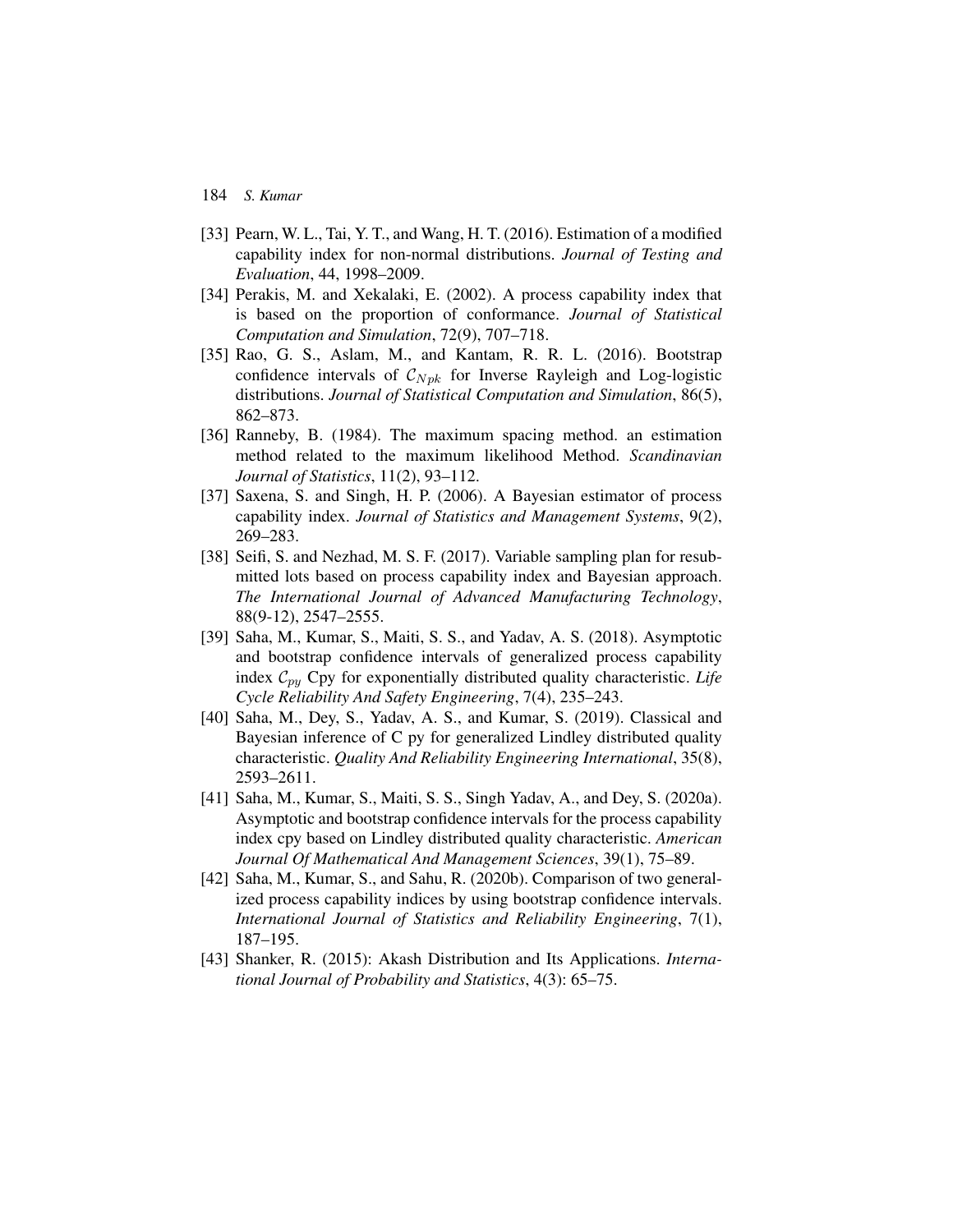[33] Pearn, W. L., Tai, Y. T., and Wang, H. T. (2016). Estimation of a modified capability index for non-normal distributions. *Journal of Testing and Evaluation*, 44, 1998–2009.

[34] Perakis, M. and Xekalaki, E. (2002). A process capability index that is based on the proportion of conformance. *Journal of Statistical Computation and Simulation*, 72(9), 707–718.

[35] Rao, G. S., Aslam, M., and Kantam, R. R. L. (2016). Bootstrap confidence intervals of $\mathcal{C}_{Npk}$ for Inverse Rayleigh and Log-logistic distributions. *Journal of Statistical Computation and Simulation*, 86(5), 862–873.

[36] Ranneby, B. (1984). The maximum spacing method. an estimation method related to the maximum likelihood Method. *Scandinavian Journal of Statistics*, 11(2), 93–112.

[37] Saxena, S. and Singh, H. P. (2006). A Bayesian estimator of process capability index. *Journal of Statistics and Management Systems*, 9(2), 269–283.

[38] Seifi, S. and Nezhad, M. S. F. (2017). Variable sampling plan for resubmitted lots based on process capability index and Bayesian approach. *The International Journal of Advanced Manufacturing Technology*, 88(9-12), 2547–2555.

[39] Saha, M., Kumar, S., Maiti, S. S., and Yadav, A. S. (2018). Asymptotic and bootstrap confidence intervals of generalized process capability index $\mathcal{C}_{py}$ Cpy for exponentially distributed quality characteristic. *Life Cycle Reliability And Safety Engineering*, 7(4), 235–243.

[40] Saha, M., Dey, S., Yadav, A. S., and Kumar, S. (2019). Classical and Bayesian inference of C py for generalized Lindley distributed quality characteristic. *Quality And Reliability Engineering International*, 35(8), 2593–2611.

[41] Saha, M., Kumar, S., Maiti, S. S., Singh Yadav, A., and Dey, S. (2020a). Asymptotic and bootstrap confidence intervals for the process capability index cpy based on Lindley distributed quality characteristic. *American Journal Of Mathematical And Management Sciences*, 39(1), 75–89.

[42] Saha, M., Kumar, S., and Sahu, R. (2020b). Comparison of two generalized process capability indices by using bootstrap confidence intervals. *International Journal of Statistics and Reliability Engineering*, 7(1), 187–195.

[43] Shanker, R. (2015): Akash Distribution and Its Applications. *International Journal of Probability and Statistics*, 4(3): 65–75.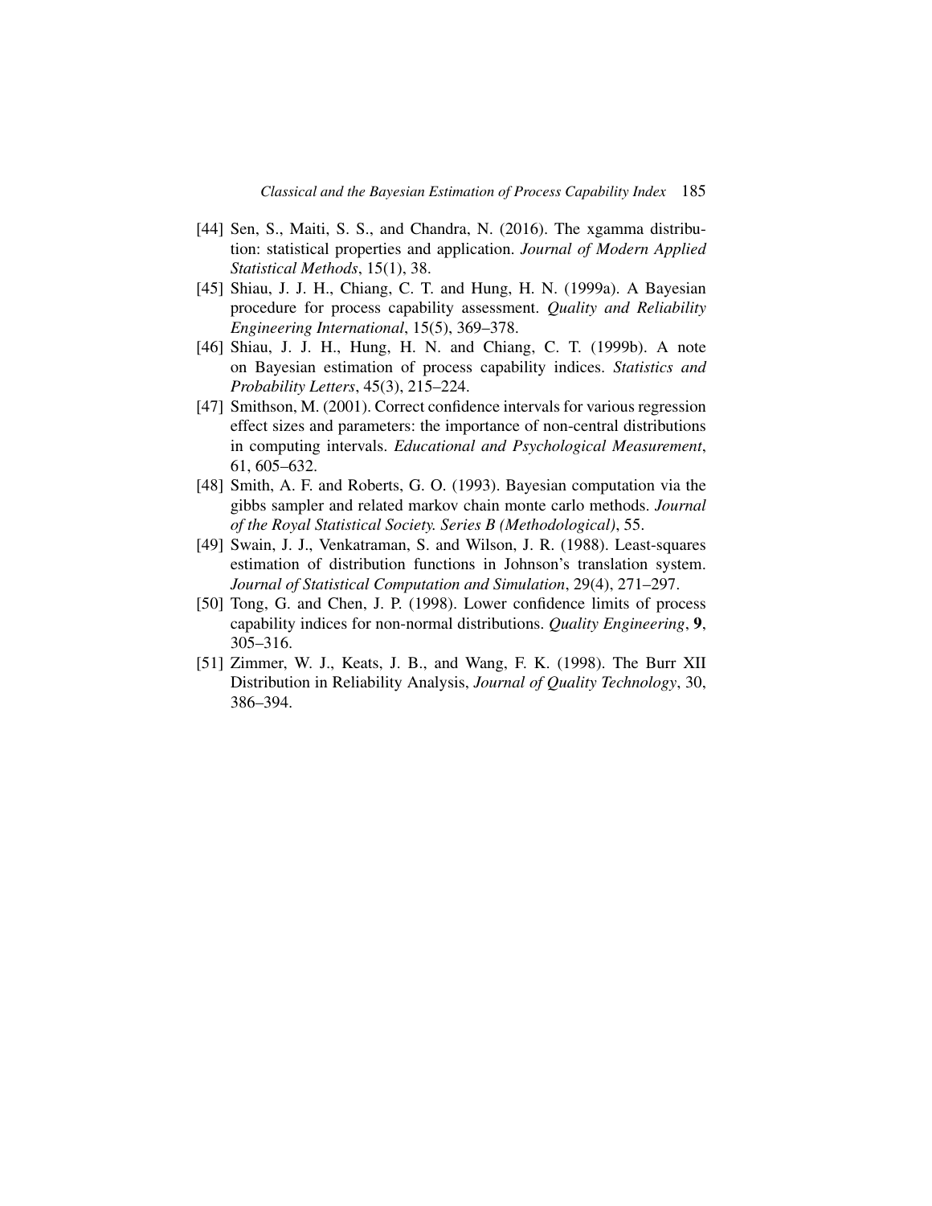[44] Sen, S., Maiti, S. S., and Chandra, N. (2016). The xgamma distribution: statistical properties and application. *Journal of Modern Applied Statistical Methods*, 15(1), 38.

[45] Shiau, J. J. H., Chiang, C. T. and Hung, H. N. (1999a). A Bayesian procedure for process capability assessment. *Quality and Reliability Engineering International*, 15(5), 369–378.

[46] Shiau, J. J. H., Hung, H. N. and Chiang, C. T. (1999b). A note on Bayesian estimation of process capability indices. *Statistics and Probability Letters*, 45(3), 215–224.

[47] Smithson, M. (2001). Correct confidence intervals for various regression effect sizes and parameters: the importance of non-central distributions in computing intervals. *Educational and Psychological Measurement*, 61, 605–632.

[48] Smith, A. F. and Roberts, G. O. (1993). Bayesian computation via the gibbs sampler and related markov chain monte carlo methods. *Journal of the Royal Statistical Society. Series B (Methodological)*, 55.

[49] Swain, J. J., Venkatraman, S. and Wilson, J. R. (1988). Least-squares estimation of distribution functions in Johnson's translation system. *Journal of Statistical Computation and Simulation*, 29(4), 271–297.

[50] Tong, G. and Chen, J. P. (1998). Lower confidence limits of process capability indices for non-normal distributions. *Quality Engineering*, **9**, 305–316.

[51] Zimmer, W. J., Keats, J. B., and Wang, F. K. (1998). The Burr XII Distribution in Reliability Analysis, *Journal of Quality Technology*, 30, 386–394.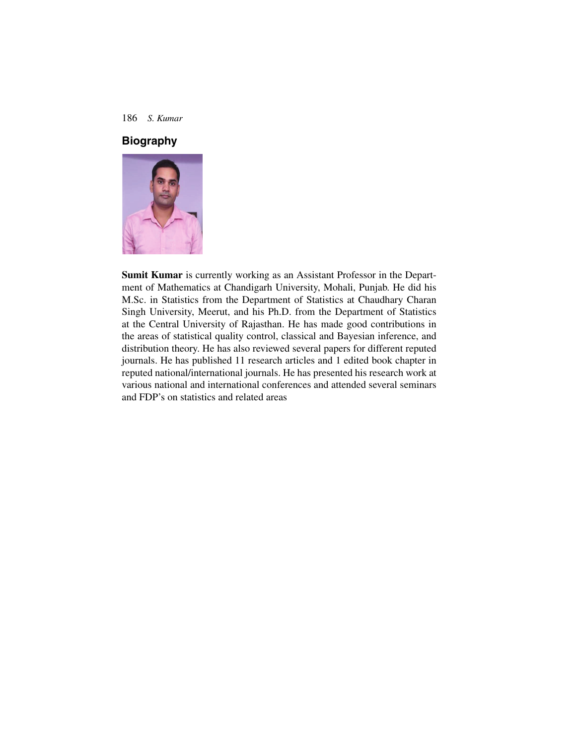## Biography

**Sumit Kumar** is currently working as an Assistant Professor in the Department of Mathematics at Chandigarh University, Mohali, Punjab. He did his M.Sc. in Statistics from the Department of Statistics at Chaudhary Charan Singh University, Meerut, and his Ph.D. from the Department of Statistics at the Central University of Rajasthan. He has made good contributions in the areas of statistical quality control, classical and Bayesian inference, and distribution theory. He has also reviewed several papers for different reputed journals. He has published 11 research articles and 1 edited book chapter in reputed national/international journals. He has presented his research work at various national and international conferences and attended several seminars and FDP's on statistics and related areas